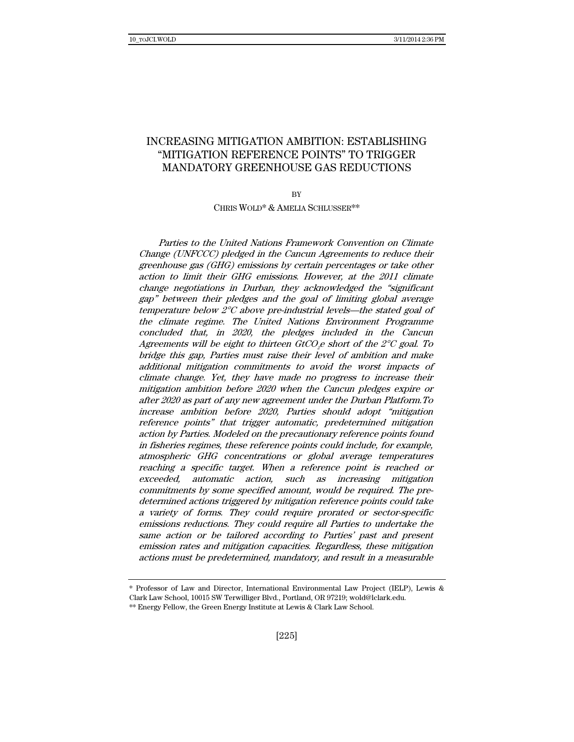# INCREASING MITIGATION AMBITION: ESTABLISHING "MITIGATION REFERENCE POINTS" TO TRIGGER MANDATORY GREENHOUSE GAS REDUCTIONS

BY

CHRIS WOLD* & AMELIA SCHLUSSER**

*Parties to the United Nations Framework Convention on Climate Change (UNFCCC) pledged in the Cancun Agreements to reduce their greenhouse gas (GHG) emissions by certain percentages or take other action to limit their GHG emissions. However, at the 2011 climate change negotiations in Durban, they acknowledged the "significant gap" between their pledges and the goal of limiting global average temperature below 2°C above pre-industrial levels—the stated goal of the climate regime. The United Nations Environment Programme concluded that, in 2020, the pledges included in the Cancun Agreements will be eight to thirteen $GtCO_2e$ short of the 2°C goal. To bridge this gap, Parties must raise their level of ambition and make additional mitigation commitments to avoid the worst impacts of climate change. Yet, they have made no progress to increase their mitigation ambition before 2020 when the Cancun pledges expire or after 2020 as part of any new agreement under the Durban Platform.To increase ambition before 2020, Parties should adopt "mitigation reference points" that trigger automatic, predetermined mitigation action by Parties. Modeled on the precautionary reference points found in fisheries regimes, these reference points could include, for example, atmospheric GHG concentrations or global average temperatures reaching a specific target. When a reference point is reached or exceeded, automatic action, such as increasing mitigation commitments by some specified amount, would be required. The pre-determined actions triggered by mitigation reference points could take a variety of forms. They could require prorated or sector-specific emissions reductions. They could require all Parties to undertake the same action or be tailored according to Parties' past and present emission rates and mitigation capacities. Regardless, these mitigation actions must be predetermined, mandatory, and result in a measurable*

---

\* Professor of Law and Director, International Environmental Law Project (IELP), Lewis & Clark Law School, 10015 SW Terwilliger Blvd., Portland, OR 97219; wold@lclark.edu.

\*\* Energy Fellow, the Green Energy Institute at Lewis & Clark Law School.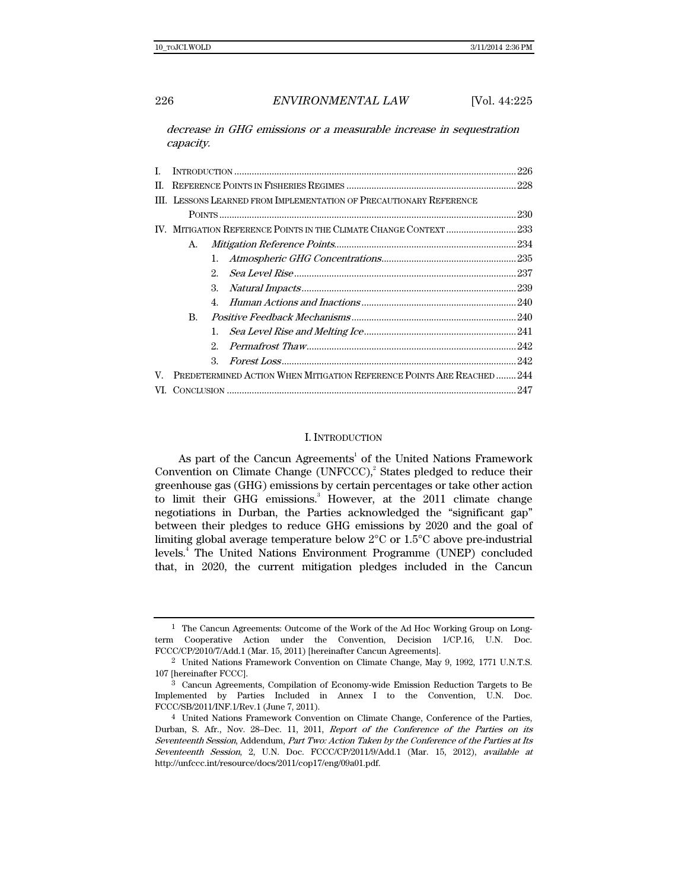*decrease in GHG emissions or a measurable increase in sequestration capacity.*

I. INTRODUCTION ........................................................................................ 226
II. REFERENCE POINTS IN FISHERIES REGIMES ........................................ 228
III. LESSONS LEARNED FROM IMPLEMENTATION OF PRECAUTIONARY REFERENCE POINTS ........................................................................................ 230
IV. MITIGATION REFERENCE POINTS IN THE CLIMATE CHANGE CONTEXT ............ 233
  A. *Mitigation Reference Points* ........................................................ 234
    1. *Atmospheric GHG Concentrations* .......................................... 235
    2. *Sea Level Rise* ........................................................................ 237
    3. *Natural Impacts* ...................................................................... 239
    4. *Human Actions and Inactions* .................................................. 240
  B. *Positive Feedback Mechanisms* .................................................... 240
    1. *Sea Level Rise and Melting Ice* ................................................ 241
    2. *Permafrost Thaw* ..................................................................... 242
    3. *Forest Loss* ............................................................................. 242
V. PREDETERMINED ACTION WHEN MITIGATION REFERENCE POINTS ARE REACHED ........ 244
VI. CONCLUSION ........................................................................................ 247

## I. INTRODUCTION

As part of the Cancun Agreements[1] of the United Nations Framework Convention on Climate Change (UNFCCC),[2] States pledged to reduce their greenhouse gas (GHG) emissions by certain percentages or take other action to limit their GHG emissions.[3] However, at the 2011 climate change negotiations in Durban, the Parties acknowledged the "significant gap" between their pledges to reduce GHG emissions by 2020 and the goal of limiting global average temperature below 2°C or 1.5°C above pre-industrial levels.[4] The United Nations Environment Programme (UNEP) concluded that, in 2020, the current mitigation pledges included in the Cancun

---

[1] The Cancun Agreements: Outcome of the Work of the Ad Hoc Working Group on Long-term Cooperative Action under the Convention, Decision 1/CP.16, U.N. Doc. FCCC/CP/2010/7/Add.1 (Mar. 15, 2011) [hereinafter Cancun Agreements].

[2] United Nations Framework Convention on Climate Change, May 9, 1992, 1771 U.N.T.S. 107 [hereinafter FCCC].

[3] Cancun Agreements, Compilation of Economy-wide Emission Reduction Targets to Be Implemented by Parties Included in Annex I to the Convention, U.N. Doc. FCCC/SB/2011/INF.1/Rev.1 (June 7, 2011).

[4] United Nations Framework Convention on Climate Change, Conference of the Parties, Durban, S. Afr., Nov. 28–Dec. 11, 2011, *Report of the Conference of the Parties on its Seventeenth Session*, Addendum, *Part Two: Action Taken by the Conference of the Parties at Its Seventeenth Session*, 2, U.N. Doc. FCCC/CP/2011/9/Add.1 (Mar. 15, 2012), *available at* http://unfccc.int/resource/docs/2011/cop17/eng/09a01.pdf.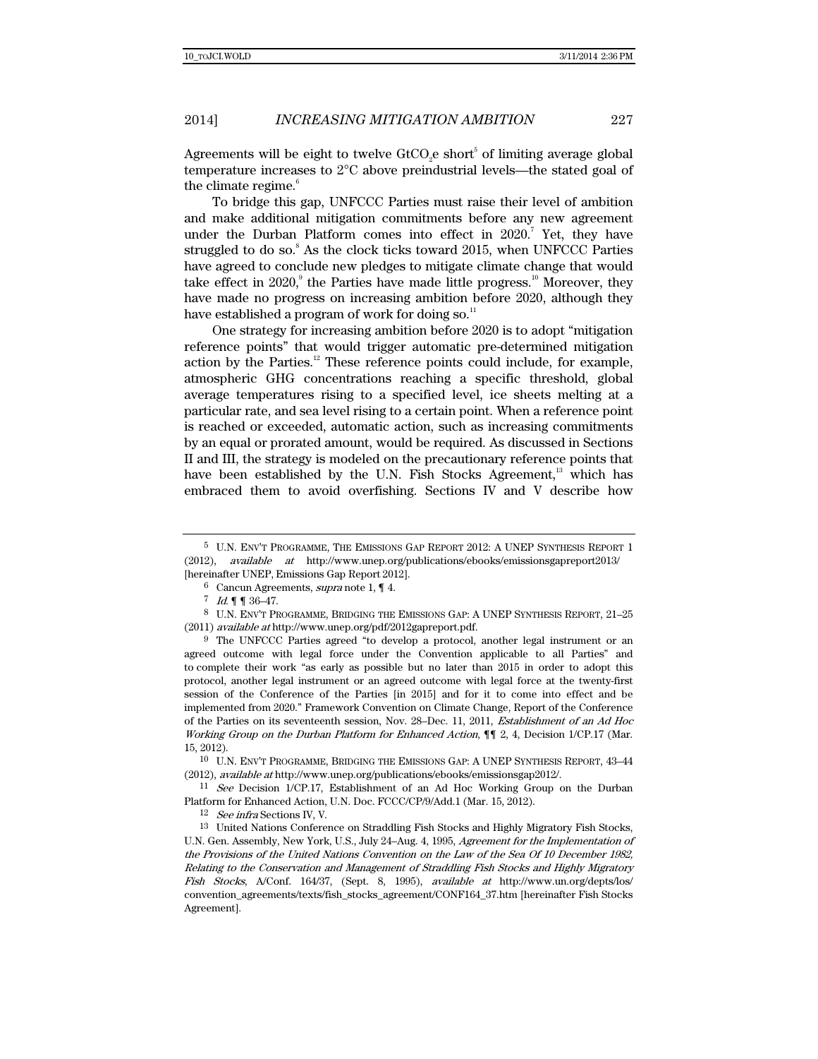Agreements will be eight to twelve $GtCO_2e$ short[5] of limiting average global temperature increases to 2°C above preindustrial levels—the stated goal of the climate regime.[6]

To bridge this gap, UNFCCC Parties must raise their level of ambition and make additional mitigation commitments before any new agreement under the Durban Platform comes into effect in 2020.[7] Yet, they have struggled to do so.[8] As the clock ticks toward 2015, when UNFCCC Parties have agreed to conclude new pledges to mitigate climate change that would take effect in 2020,[9] the Parties have made little progress.[10] Moreover, they have made no progress on increasing ambition before 2020, although they have established a program of work for doing so.[11]

One strategy for increasing ambition before 2020 is to adopt "mitigation reference points" that would trigger automatic pre-determined mitigation action by the Parties.[12] These reference points could include, for example, atmospheric GHG concentrations reaching a specific threshold, global average temperatures rising to a specified level, ice sheets melting at a particular rate, and sea level rising to a certain point. When a reference point is reached or exceeded, automatic action, such as increasing commitments by an equal or prorated amount, would be required. As discussed in Sections II and III, the strategy is modeled on the precautionary reference points that have been established by the U.N. Fish Stocks Agreement,[13] which has embraced them to avoid overfishing. Sections IV and V describe how

---

5 U.N. ENV'T PROGRAMME, THE EMISSIONS GAP REPORT 2012: A UNEP SYNTHESIS REPORT 1 (2012), *available at* http://www.unep.org/publications/ebooks/emissionsgapreport2013/ [hereinafter UNEP, Emissions Gap Report 2012].

6 Cancun Agreements, *supra* note 1, ¶ 4.

7 *Id.* ¶ ¶ 36–47.

8 U.N. ENV'T PROGRAMME, BRIDGING THE EMISSIONS GAP: A UNEP SYNTHESIS REPORT, 21–25 (2011) *available at* http://www.unep.org/pdf/2012gapreport.pdf.

9 The UNFCCC Parties agreed "to develop a protocol, another legal instrument or an agreed outcome with legal force under the Convention applicable to all Parties" and to complete their work "as early as possible but no later than 2015 in order to adopt this protocol, another legal instrument or an agreed outcome with legal force at the twenty-first session of the Conference of the Parties [in 2015] and for it to come into effect and be implemented from 2020." Framework Convention on Climate Change, Report of the Conference of the Parties on its seventeenth session, Nov. 28–Dec. 11, 2011, *Establishment of an Ad Hoc Working Group on the Durban Platform for Enhanced Action*, ¶¶ 2, 4, Decision 1/CP.17 (Mar. 15, 2012).

10 U.N. ENV'T PROGRAMME, BRIDGING THE EMISSIONS GAP: A UNEP SYNTHESIS REPORT, 43–44 (2012), *available at* http://www.unep.org/publications/ebooks/emissionsgap2012/.

11 *See* Decision 1/CP.17, Establishment of an Ad Hoc Working Group on the Durban Platform for Enhanced Action, U.N. Doc. FCCC/CP/9/Add.1 (Mar. 15, 2012).

12 *See infra* Sections IV, V.

13 United Nations Conference on Straddling Fish Stocks and Highly Migratory Fish Stocks, U.N. Gen. Assembly, New York, U.S., July 24–Aug. 4, 1995, *Agreement for the Implementation of the Provisions of the United Nations Convention on the Law of the Sea Of 10 December 1982, Relating to the Conservation and Management of Straddling Fish Stocks and Highly Migratory Fish Stocks*, A/Conf. 164/37, (Sept. 8, 1995), *available at* http://www.un.org/depts/los/convention_agreements/texts/fish_stocks_agreement/CONF164_37.htm [hereinafter Fish Stocks Agreement].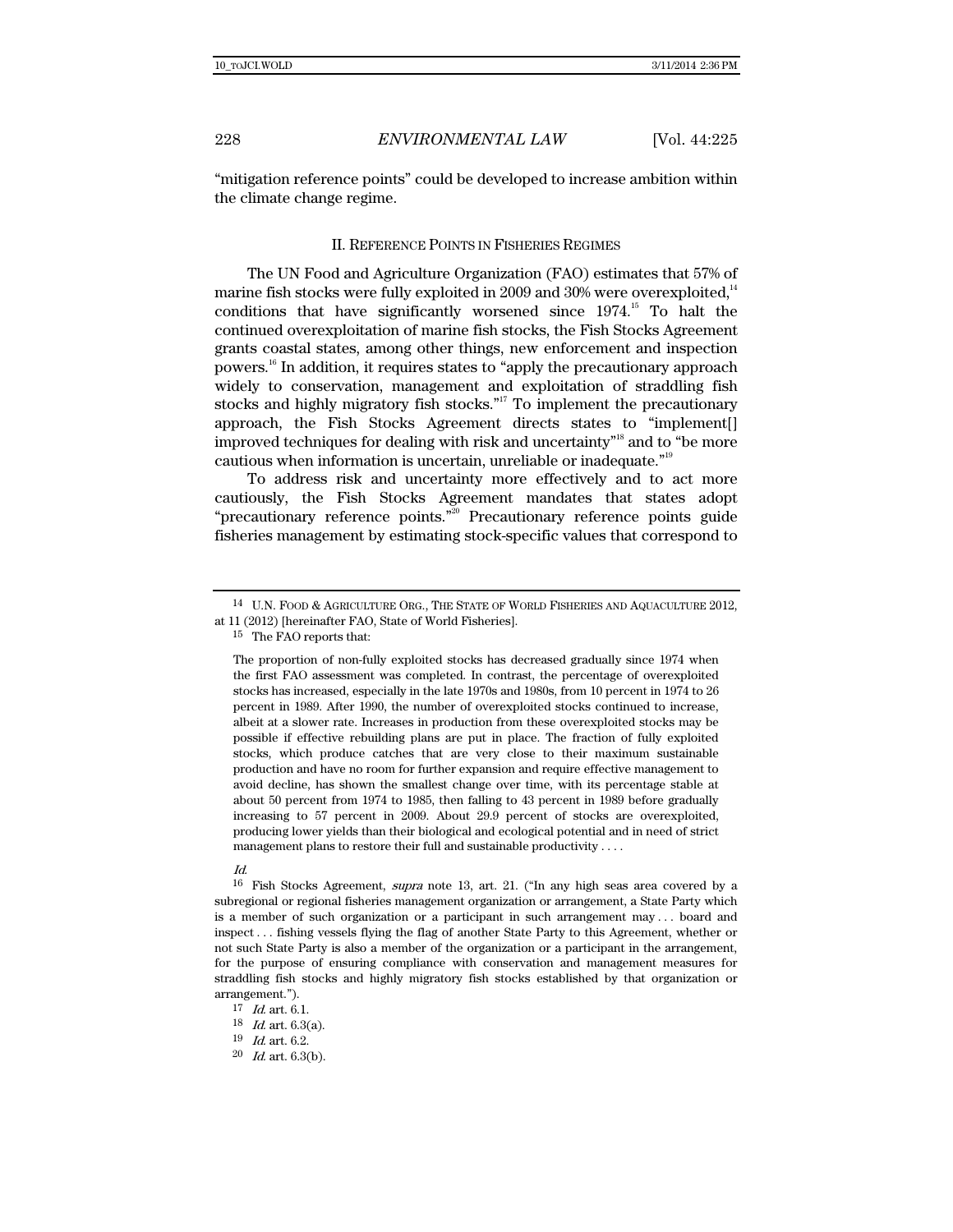"mitigation reference points" could be developed to increase ambition within the climate change regime.

## II. REFERENCE POINTS IN FISHERIES REGIMES

The UN Food and Agriculture Organization (FAO) estimates that 57% of marine fish stocks were fully exploited in 2009 and 30% were overexploited,[14] conditions that have significantly worsened since 1974.[15] To halt the continued overexploitation of marine fish stocks, the Fish Stocks Agreement grants coastal states, among other things, new enforcement and inspection powers.[16] In addition, it requires states to "apply the precautionary approach widely to conservation, management and exploitation of straddling fish stocks and highly migratory fish stocks."[17] To implement the precautionary approach, the Fish Stocks Agreement directs states to "implement[] improved techniques for dealing with risk and uncertainty"[18] and to "be more cautious when information is uncertain, unreliable or inadequate."[19]

To address risk and uncertainty more effectively and to act more cautiously, the Fish Stocks Agreement mandates that states adopt "precautionary reference points."[20] Precautionary reference points guide fisheries management by estimating stock-specific values that correspond to

---

14 U.N. FOOD & AGRICULTURE ORG., THE STATE OF WORLD FISHERIES AND AQUACULTURE 2012, at 11 (2012) [hereinafter FAO, State of World Fisheries].

15 The FAO reports that:

> The proportion of non-fully exploited stocks has decreased gradually since 1974 when the first FAO assessment was completed. In contrast, the percentage of overexploited stocks has increased, especially in the late 1970s and 1980s, from 10 percent in 1974 to 26 percent in 1989. After 1990, the number of overexploited stocks continued to increase, albeit at a slower rate. Increases in production from these overexploited stocks may be possible if effective rebuilding plans are put in place. The fraction of fully exploited stocks, which produce catches that are very close to their maximum sustainable production and have no room for further expansion and require effective management to avoid decline, has shown the smallest change over time, with its percentage stable at about 50 percent from 1974 to 1985, then falling to 43 percent in 1989 before gradually increasing to 57 percent in 2009. About 29.9 percent of stocks are overexploited, producing lower yields than their biological and ecological potential and in need of strict management plans to restore their full and sustainable productivity . . . .

*Id.*

16 Fish Stocks Agreement, *supra* note 13, art. 21. ("In any high seas area covered by a subregional or regional fisheries management organization or arrangement, a State Party which is a member of such organization or a participant in such arrangement may . . . board and inspect . . . fishing vessels flying the flag of another State Party to this Agreement, whether or not such State Party is also a member of the organization or a participant in the arrangement, for the purpose of ensuring compliance with conservation and management measures for straddling fish stocks and highly migratory fish stocks established by that organization or arrangement.").

17 *Id.* art. 6.1.

18 *Id.* art. 6.3(a).

19 *Id.* art. 6.2.

20 *Id.* art. 6.3(b).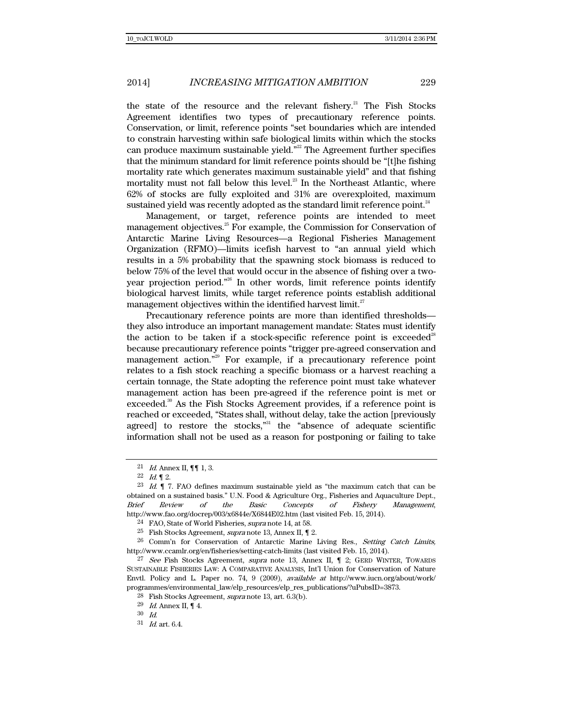the state of the resource and the relevant fishery.[21] The Fish Stocks Agreement identifies two types of precautionary reference points. Conservation, or limit, reference points "set boundaries which are intended to constrain harvesting within safe biological limits within which the stocks can produce maximum sustainable yield."[22] The Agreement further specifies that the minimum standard for limit reference points should be "[t]he fishing mortality rate which generates maximum sustainable yield" and that fishing mortality must not fall below this level.[23] In the Northeast Atlantic, where 62% of stocks are fully exploited and 31% are overexploited, maximum sustained yield was recently adopted as the standard limit reference point.[24]

Management, or target, reference points are intended to meet management objectives.[25] For example, the Commission for Conservation of Antarctic Marine Living Resources—a Regional Fisheries Management Organization (RFMO)—limits icefish harvest to "an annual yield which results in a 5% probability that the spawning stock biomass is reduced to below 75% of the level that would occur in the absence of fishing over a two-year projection period."[26] In other words, limit reference points identify biological harvest limits, while target reference points establish additional management objectives within the identified harvest limit.[27]

Precautionary reference points are more than identified thresholds—they also introduce an important management mandate: States must identify the action to be taken if a stock-specific reference point is exceeded[28] because precautionary reference points "trigger pre-agreed conservation and management action."[29] For example, if a precautionary reference point relates to a fish stock reaching a specific biomass or a harvest reaching a certain tonnage, the State adopting the reference point must take whatever management action has been pre-agreed if the reference point is met or exceeded.[30] As the Fish Stocks Agreement provides, if a reference point is reached or exceeded, "States shall, without delay, take the action [previously agreed] to restore the stocks,"[31] the "absence of adequate scientific information shall not be used as a reason for postponing or failing to take

---

21 *Id.* Annex II, ¶¶ 1, 3.

22 *Id.* ¶ 2.

23 *Id.* ¶ 7. FAO defines maximum sustainable yield as "the maximum catch that can be obtained on a sustained basis." U.N. Food & Agriculture Org., Fisheries and Aquaculture Dept., *Brief Review of the Basic Concepts of Fishery Management*, http://www.fao.org/docrep/003/x6844e/X6844E02.htm (last visited Feb. 15, 2014).

24 FAO, State of World Fisheries, *supra* note 14, at 58.

25 Fish Stocks Agreement, *supra* note 13, Annex II, ¶ 2.

26 Comm'n for Conservation of Antarctic Marine Living Res., *Setting Catch Limits*, http://www.ccamlr.org/en/fisheries/setting-catch-limits (last visited Feb. 15, 2014).

27 *See* Fish Stocks Agreement, *supra* note 13, Annex II, ¶ 2; GERD WINTER, TOWARDS SUSTAINABLE FISHERIES LAW: A COMPARATIVE ANALYSIS, Int'l Union for Conservation of Nature Envtl. Policy and L. Paper no. 74, 9 (2009), *available at* http://www.iucn.org/about/work/programmes/environmental_law/elp_resources/elp_res_publications/?uPubsID=3873.

28 Fish Stocks Agreement, *supra* note 13, art. 6.3(b).

29 *Id.* Annex II, ¶ 4.

30 *Id.*

31 *Id.* art. 6.4.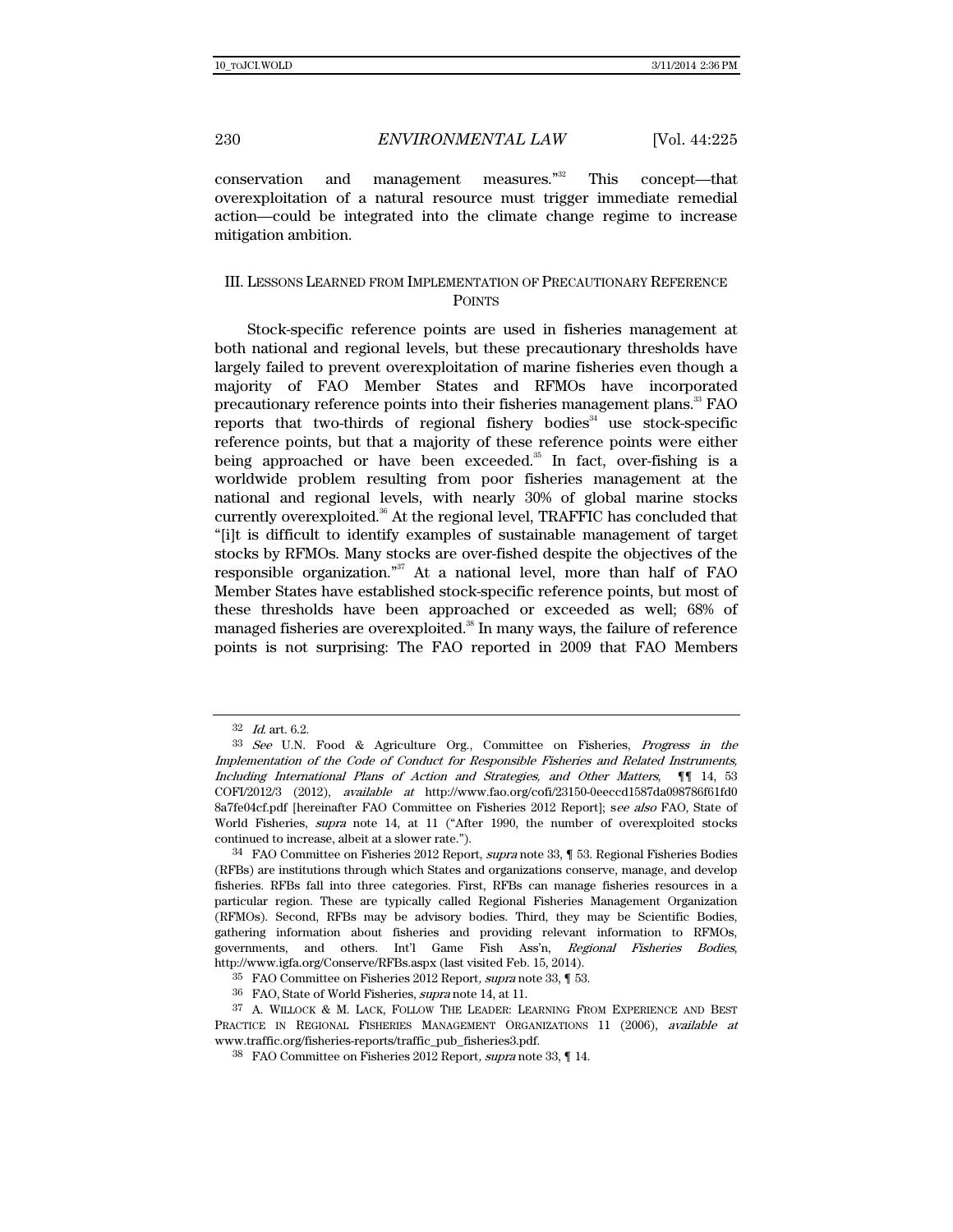conservation and management measures."[32] This concept—that overexploitation of a natural resource must trigger immediate remedial action—could be integrated into the climate change regime to increase mitigation ambition.

## III. Lessons Learned from Implementation of Precautionary Reference Points

Stock-specific reference points are used in fisheries management at both national and regional levels, but these precautionary thresholds have largely failed to prevent overexploitation of marine fisheries even though a majority of FAO Member States and RFMOs have incorporated precautionary reference points into their fisheries management plans.[33] FAO reports that two-thirds of regional fishery bodies[34] use stock-specific reference points, but that a majority of these reference points were either being approached or have been exceeded.[35] In fact, over-fishing is a worldwide problem resulting from poor fisheries management at the national and regional levels, with nearly 30% of global marine stocks currently overexploited.[36] At the regional level, TRAFFIC has concluded that "[i]t is difficult to identify examples of sustainable management of target stocks by RFMOs. Many stocks are over-fished despite the objectives of the responsible organization."[37] At a national level, more than half of FAO Member States have established stock-specific reference points, but most of these thresholds have been approached or exceeded as well; 68% of managed fisheries are overexploited.[38] In many ways, the failure of reference points is not surprising: The FAO reported in 2009 that FAO Members

---

32 *Id.* art. 6.2.

33 *See* U.N. Food & Agriculture Org., Committee on Fisheries, *Progress in the Implementation of the Code of Conduct for Responsible Fisheries and Related Instruments, Including International Plans of Action and Strategies, and Other Matters*, ¶¶ 14, 53 COFI/2012/3 (2012), *available at* http://www.fao.org/cofi/23150-0eeccd1587da098786f61fd08a7fe04cf.pdf [hereinafter FAO Committee on Fisheries 2012 Report]; s*ee also* FAO, State of World Fisheries, *supra* note 14, at 11 ("After 1990, the number of overexploited stocks continued to increase, albeit at a slower rate.").

34 FAO Committee on Fisheries 2012 Report, *supra* note 33, ¶ 53. Regional Fisheries Bodies (RFBs) are institutions through which States and organizations conserve, manage, and develop fisheries. RFBs fall into three categories. First, RFBs can manage fisheries resources in a particular region. These are typically called Regional Fisheries Management Organization (RFMOs). Second, RFBs may be advisory bodies. Third, they may be Scientific Bodies, gathering information about fisheries and providing relevant information to RFMOs, governments, and others. Int'l Game Fish Ass'n, *Regional Fisheries Bodies*, http://www.igfa.org/Conserve/RFBs.aspx (last visited Feb. 15, 2014).

35 FAO Committee on Fisheries 2012 Report, *supra* note 33, ¶ 53.

36 FAO, State of World Fisheries, *supra* note 14, at 11.

37 A. Willock & M. Lack, Follow The Leader: Learning From Experience and Best Practice in Regional Fisheries Management Organizations 11 (2006), *available at* www.traffic.org/fisheries-reports/traffic_pub_fisheries3.pdf.

38 FAO Committee on Fisheries 2012 Report, *supra* note 33, ¶ 14.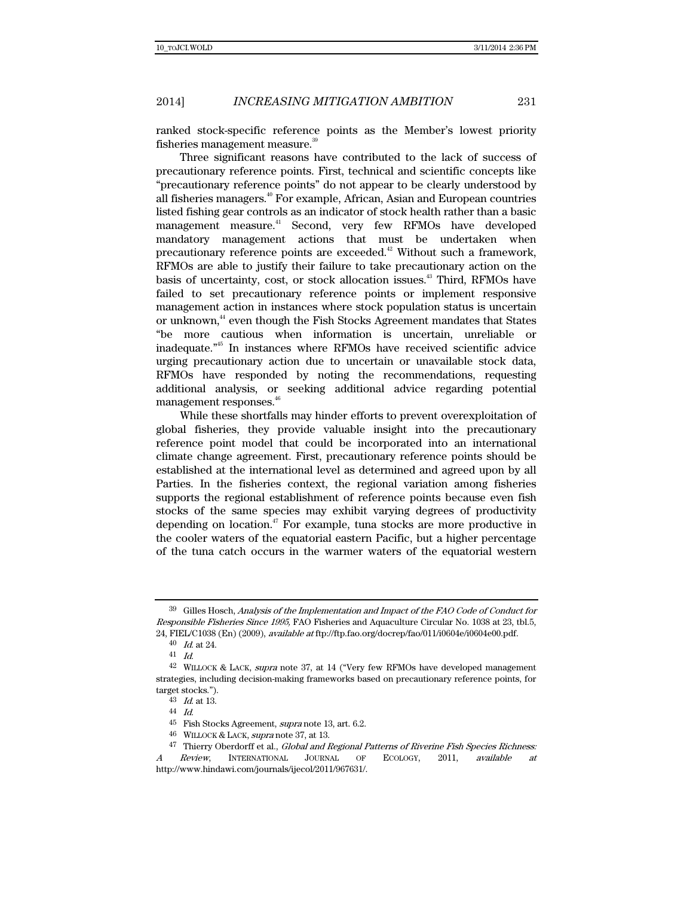ranked stock-specific reference points as the Member's lowest priority fisheries management measure.[39]

Three significant reasons have contributed to the lack of success of precautionary reference points. First, technical and scientific concepts like "precautionary reference points" do not appear to be clearly understood by all fisheries managers.[40] For example, African, Asian and European countries listed fishing gear controls as an indicator of stock health rather than a basic management measure.[41] Second, very few RFMOs have developed mandatory management actions that must be undertaken when precautionary reference points are exceeded.[42] Without such a framework, RFMOs are able to justify their failure to take precautionary action on the basis of uncertainty, cost, or stock allocation issues.[43] Third, RFMOs have failed to set precautionary reference points or implement responsive management action in instances where stock population status is uncertain or unknown,[44] even though the Fish Stocks Agreement mandates that States "be more cautious when information is uncertain, unreliable or inadequate."[45] In instances where RFMOs have received scientific advice urging precautionary action due to uncertain or unavailable stock data, RFMOs have responded by noting the recommendations, requesting additional analysis, or seeking additional advice regarding potential management responses.[46]

While these shortfalls may hinder efforts to prevent overexploitation of global fisheries, they provide valuable insight into the precautionary reference point model that could be incorporated into an international climate change agreement. First, precautionary reference points should be established at the international level as determined and agreed upon by all Parties. In the fisheries context, the regional variation among fisheries supports the regional establishment of reference points because even fish stocks of the same species may exhibit varying degrees of productivity depending on location.[47] For example, tuna stocks are more productive in the cooler waters of the equatorial eastern Pacific, but a higher percentage of the tuna catch occurs in the warmer waters of the equatorial western

---

39 Gilles Hosch, *Analysis of the Implementation and Impact of the FAO Code of Conduct for Responsible Fisheries Since 1995*, FAO Fisheries and Aquaculture Circular No. 1038 at 23, tbl.5, 24, FIEL/C1038 (En) (2009), *available at* ftp://ftp.fao.org/docrep/fao/011/i0604e/i0604e00.pdf.

40 *Id.* at 24.

41 *Id.*

42 WILLOCK & LACK, *supra* note 37, at 14 ("Very few RFMOs have developed management strategies, including decision-making frameworks based on precautionary reference points, for target stocks.").

43 *Id.* at 13.

44 *Id.*

45 Fish Stocks Agreement, *supra* note 13, art. 6.2.

46 WILLOCK & LACK, *supra* note 37, at 13.

47 Thierry Oberdorff et al., *Global and Regional Patterns of Riverine Fish Species Richness: A Review*, INTERNATIONAL JOURNAL OF ECOLOGY, 2011, *available at* http://www.hindawi.com/journals/ijecol/2011/967631/.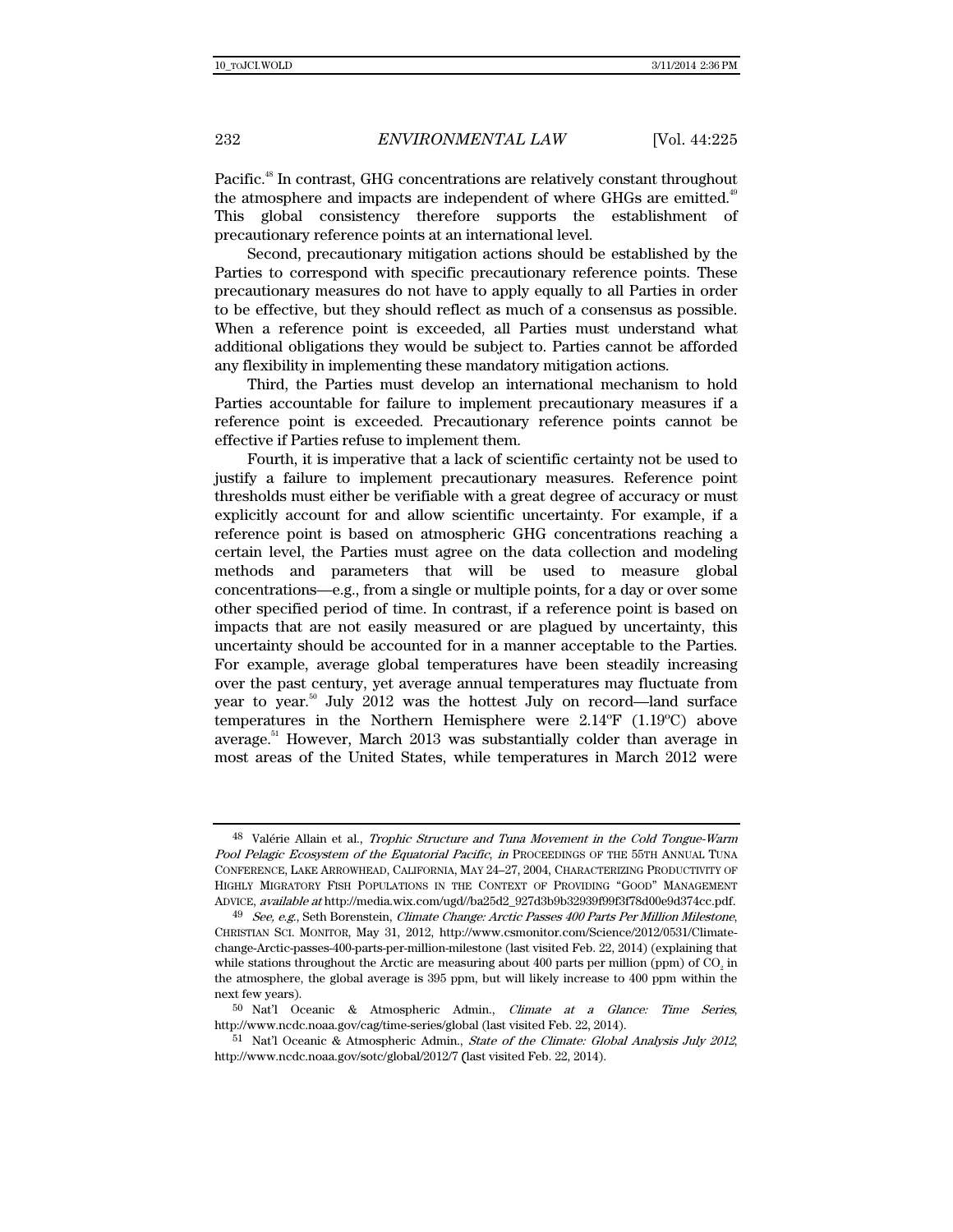Pacific.[48] In contrast, GHG concentrations are relatively constant throughout the atmosphere and impacts are independent of where GHGs are emitted.[49] This global consistency therefore supports the establishment of precautionary reference points at an international level.

Second, precautionary mitigation actions should be established by the Parties to correspond with specific precautionary reference points. These precautionary measures do not have to apply equally to all Parties in order to be effective, but they should reflect as much of a consensus as possible. When a reference point is exceeded, all Parties must understand what additional obligations they would be subject to. Parties cannot be afforded any flexibility in implementing these mandatory mitigation actions.

Third, the Parties must develop an international mechanism to hold Parties accountable for failure to implement precautionary measures if a reference point is exceeded. Precautionary reference points cannot be effective if Parties refuse to implement them.

Fourth, it is imperative that a lack of scientific certainty not be used to justify a failure to implement precautionary measures. Reference point thresholds must either be verifiable with a great degree of accuracy or must explicitly account for and allow scientific uncertainty. For example, if a reference point is based on atmospheric GHG concentrations reaching a certain level, the Parties must agree on the data collection and modeling methods and parameters that will be used to measure global concentrations—e.g., from a single or multiple points, for a day or over some other specified period of time. In contrast, if a reference point is based on impacts that are not easily measured or are plagued by uncertainty, this uncertainty should be accounted for in a manner acceptable to the Parties. For example, average global temperatures have been steadily increasing over the past century, yet average annual temperatures may fluctuate from year to year.[50] July 2012 was the hottest July on record—land surface temperatures in the Northern Hemisphere were 2.14ºF (1.19ºC) above average.[51] However, March 2013 was substantially colder than average in most areas of the United States, while temperatures in March 2012 were

---

48 Valérie Allain et al., *Trophic Structure and Tuna Movement in the Cold Tongue-Warm Pool Pelagic Ecosystem of the Equatorial Pacific*, *in* PROCEEDINGS OF THE 55TH ANNUAL TUNA CONFERENCE, LAKE ARROWHEAD, CALIFORNIA, MAY 24–27, 2004, CHARACTERIZING PRODUCTIVITY OF HIGHLY MIGRATORY FISH POPULATIONS IN THE CONTEXT OF PROVIDING "GOOD" MANAGEMENT ADVICE, *available at* http://media.wix.com/ugd//ba25d2_927d3b9b32939f99f3f78d00e9d374cc.pdf.

49 *See, e.g.*, Seth Borenstein, *Climate Change: Arctic Passes 400 Parts Per Million Milestone*, CHRISTIAN SCI. MONITOR, May 31, 2012, http://www.csmonitor.com/Science/2012/0531/Climate-change-Arctic-passes-400-parts-per-million-milestone (last visited Feb. 22, 2014) (explaining that while stations throughout the Arctic are measuring about 400 parts per million (ppm) of $CO_2$ in the atmosphere, the global average is 395 ppm, but will likely increase to 400 ppm within the next few years).

50 Nat'l Oceanic & Atmospheric Admin., *Climate at a Glance: Time Series*, http://www.ncdc.noaa.gov/cag/time-series/global (last visited Feb. 22, 2014).

51 Nat'l Oceanic & Atmospheric Admin., *State of the Climate: Global Analysis July 2012*, http://www.ncdc.noaa.gov/sotc/global/2012/7 (last visited Feb. 22, 2014).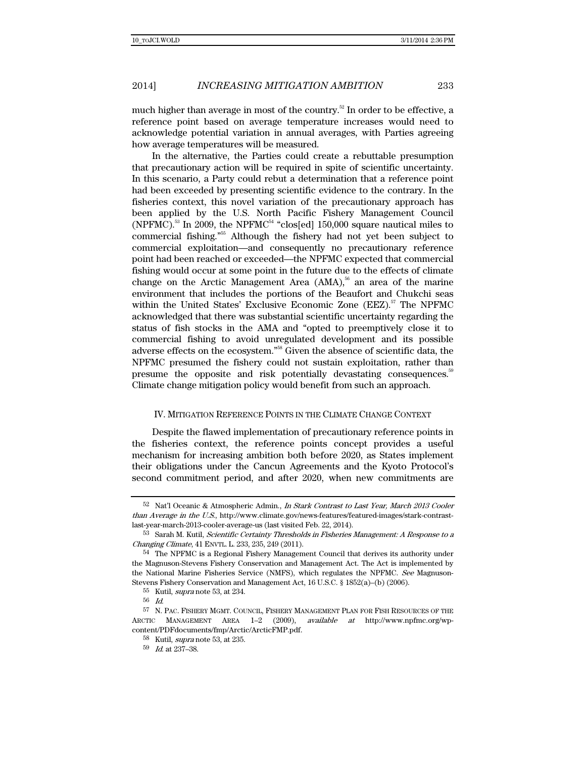much higher than average in most of the country.[52] In order to be effective, a reference point based on average temperature increases would need to acknowledge potential variation in annual averages, with Parties agreeing how average temperatures will be measured.

In the alternative, the Parties could create a rebuttable presumption that precautionary action will be required in spite of scientific uncertainty. In this scenario, a Party could rebut a determination that a reference point had been exceeded by presenting scientific evidence to the contrary. In the fisheries context, this novel variation of the precautionary approach has been applied by the U.S. North Pacific Fishery Management Council (NPFMC).[53] In 2009, the NPFMC[54] "clos[ed] 150,000 square nautical miles to commercial fishing."[55] Although the fishery had not yet been subject to commercial exploitation—and consequently no precautionary reference point had been reached or exceeded—the NPFMC expected that commercial fishing would occur at some point in the future due to the effects of climate change on the Arctic Management Area (AMA),[56] an area of the marine environment that includes the portions of the Beaufort and Chukchi seas within the United States' Exclusive Economic Zone (EEZ).[57] The NPFMC acknowledged that there was substantial scientific uncertainty regarding the status of fish stocks in the AMA and "opted to preemptively close it to commercial fishing to avoid unregulated development and its possible adverse effects on the ecosystem."[58] Given the absence of scientific data, the NPFMC presumed the fishery could not sustain exploitation, rather than presume the opposite and risk potentially devastating consequences.[59] Climate change mitigation policy would benefit from such an approach.

## IV. Mitigation Reference Points in the Climate Change Context

Despite the flawed implementation of precautionary reference points in the fisheries context, the reference points concept provides a useful mechanism for increasing ambition both before 2020, as States implement their obligations under the Cancun Agreements and the Kyoto Protocol's second commitment period, and after 2020, when new commitments are

---

52 Nat'l Oceanic & Atmospheric Admin., *In Stark Contrast to Last Year, March 2013 Cooler than Average in the U.S.*, http://www.climate.gov/news-features/featured-images/stark-contrast-last-year-march-2013-cooler-average-us (last visited Feb. 22, 2014).

53 Sarah M. Kutil, *Scientific Certainty Thresholds in Fisheries Management: A Response to a Changing Climate*, 41 ENVTL. L. 233, 235, 249 (2011).

54 The NPFMC is a Regional Fishery Management Council that derives its authority under the Magnuson-Stevens Fishery Conservation and Management Act. The Act is implemented by the National Marine Fisheries Service (NMFS), which regulates the NPFMC. *See* Magnuson-Stevens Fishery Conservation and Management Act, 16 U.S.C. § 1852(a)–(b) (2006).

55 Kutil, *supra* note 53, at 234.

56 *Id.*

57 N. PAC. FISHERY MGMT. COUNCIL, FISHERY MANAGEMENT PLAN FOR FISH RESOURCES OF THE ARCTIC MANAGEMENT AREA 1–2 (2009), *available at* http://www.npfmc.org/wp-content/PDFdocuments/fmp/Arctic/ArcticFMP.pdf.

58 Kutil, *supra* note 53, at 235.

59 *Id.* at 237–38.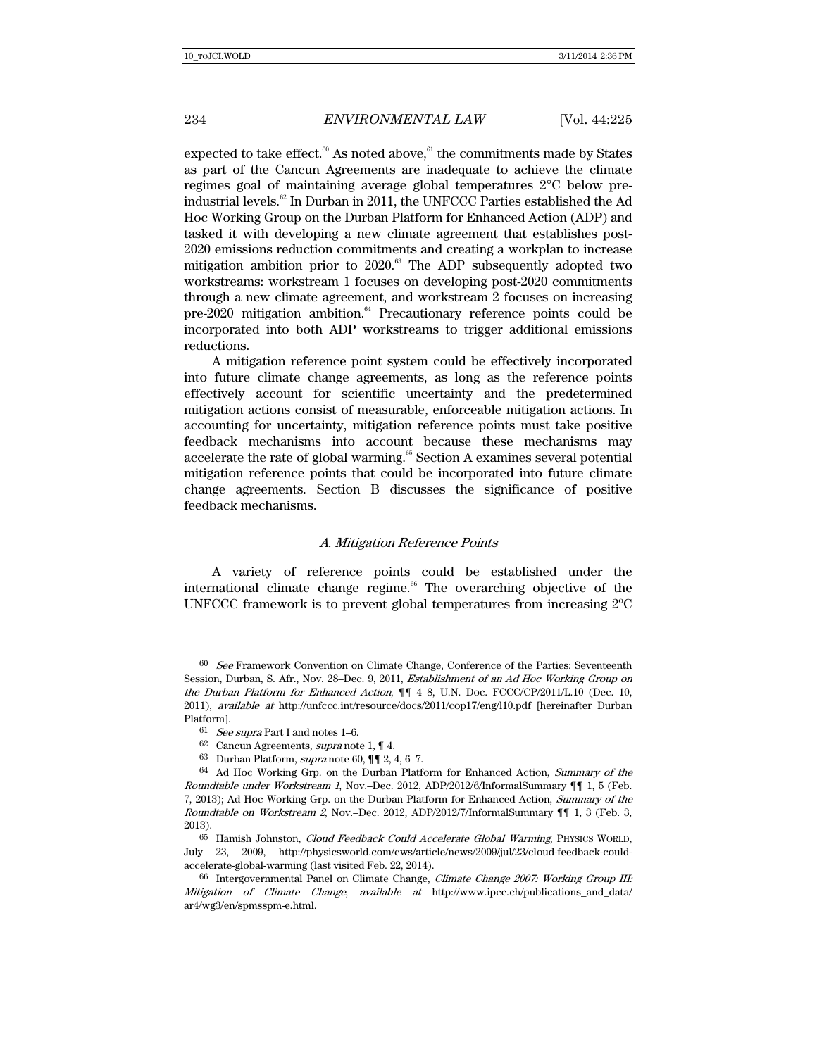expected to take effect.[60] As noted above,[61] the commitments made by States as part of the Cancun Agreements are inadequate to achieve the climate regimes goal of maintaining average global temperatures 2°C below pre-industrial levels.[62] In Durban in 2011, the UNFCCC Parties established the Ad Hoc Working Group on the Durban Platform for Enhanced Action (ADP) and tasked it with developing a new climate agreement that establishes post-2020 emissions reduction commitments and creating a workplan to increase mitigation ambition prior to 2020.[63] The ADP subsequently adopted two workstreams: workstream 1 focuses on developing post-2020 commitments through a new climate agreement, and workstream 2 focuses on increasing pre-2020 mitigation ambition.[64] Precautionary reference points could be incorporated into both ADP workstreams to trigger additional emissions reductions.

A mitigation reference point system could be effectively incorporated into future climate change agreements, as long as the reference points effectively account for scientific uncertainty and the predetermined mitigation actions consist of measurable, enforceable mitigation actions. In accounting for uncertainty, mitigation reference points must take positive feedback mechanisms into account because these mechanisms may accelerate the rate of global warming.[65] Section A examines several potential mitigation reference points that could be incorporated into future climate change agreements. Section B discusses the significance of positive feedback mechanisms.

### *A. Mitigation Reference Points*

A variety of reference points could be established under the international climate change regime.[66] The overarching objective of the UNFCCC framework is to prevent global temperatures from increasing 2°C

---

[60] *See* Framework Convention on Climate Change, Conference of the Parties: Seventeenth Session, Durban, S. Afr., Nov. 28–Dec. 9, 2011, *Establishment of an Ad Hoc Working Group on the Durban Platform for Enhanced Action*, ¶¶ 4–8, U.N. Doc. FCCC/CP/2011/L.10 (Dec. 10, 2011), *available at* http://unfccc.int/resource/docs/2011/cop17/eng/l10.pdf [hereinafter Durban Platform].

[61] *See supra* Part I and notes 1–6.

[62] Cancun Agreements, *supra* note 1, ¶ 4.

[63] Durban Platform, *supra* note 60, ¶¶ 2, 4, 6–7.

[64] Ad Hoc Working Grp. on the Durban Platform for Enhanced Action, *Summary of the Roundtable under Workstream 1*, Nov.–Dec. 2012, ADP/2012/6/InformalSummary ¶¶ 1, 5 (Feb. 7, 2013); Ad Hoc Working Grp. on the Durban Platform for Enhanced Action, *Summary of the Roundtable on Workstream 2*, Nov.–Dec. 2012, ADP/2012/7/InformalSummary ¶¶ 1, 3 (Feb. 3, 2013).

[65] Hamish Johnston, *Cloud Feedback Could Accelerate Global Warming*, PHYSICS WORLD, July 23, 2009, http://physicsworld.com/cws/article/news/2009/jul/23/cloud-feedback-could-accelerate-global-warming (last visited Feb. 22, 2014).

[66] Intergovernmental Panel on Climate Change, *Climate Change 2007: Working Group III: Mitigation of Climate Change*, *available at* http://www.ipcc.ch/publications_and_data/ar4/wg3/en/spmsspm-e.html.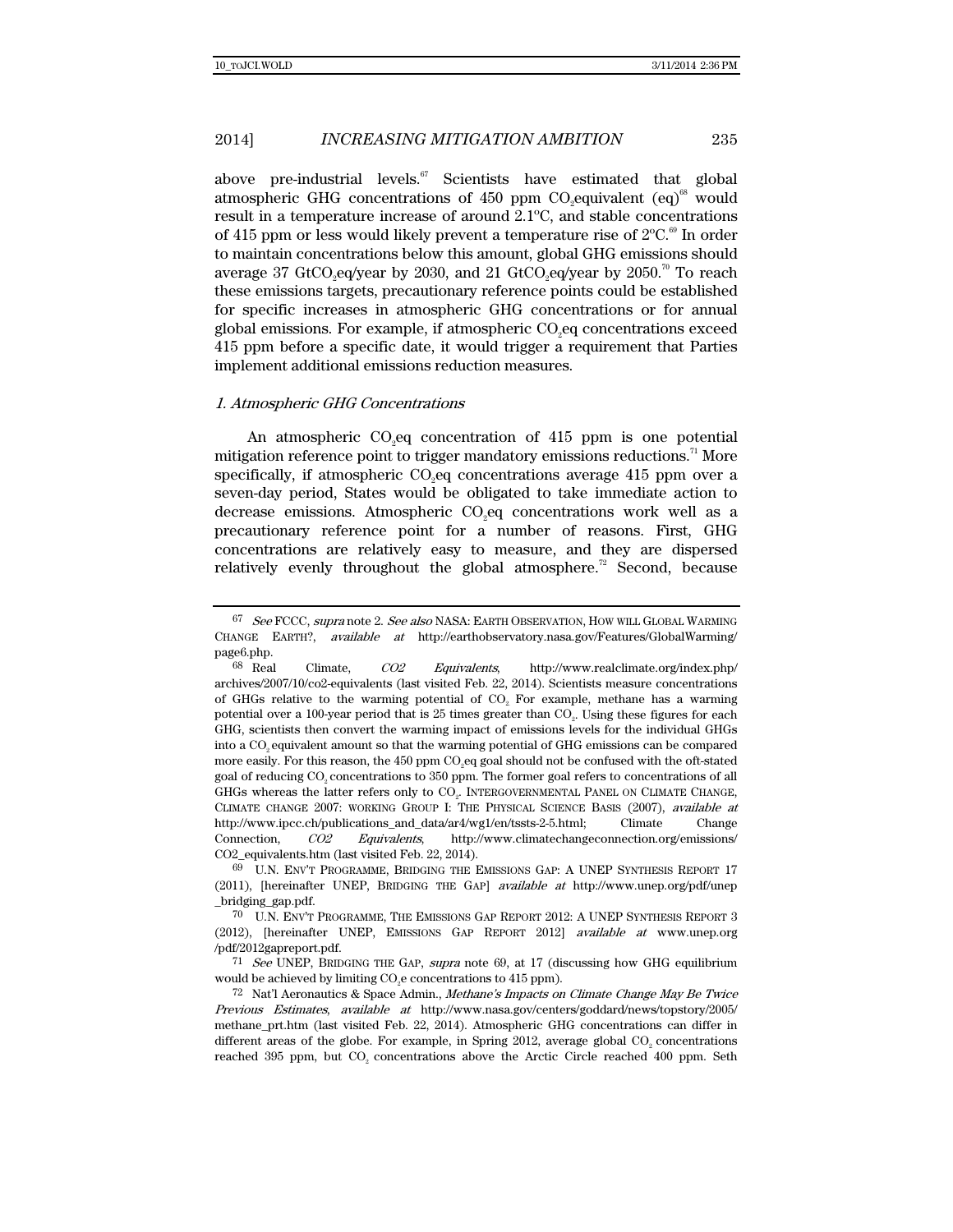above pre-industrial levels.[67] Scientists have estimated that global atmospheric GHG concentrations of 450 ppm $CO_2$equivalent (eq)[68] would result in a temperature increase of around 2.1ºC, and stable concentrations of 415 ppm or less would likely prevent a temperature rise of 2ºC.[69] In order to maintain concentrations below this amount, global GHG emissions should average 37 Gt$CO_2$eq/year by 2030, and 21 Gt$CO_2$eq/year by 2050.[70] To reach these emissions targets, precautionary reference points could be established for specific increases in atmospheric GHG concentrations or for annual global emissions. For example, if atmospheric $CO_2$eq concentrations exceed 415 ppm before a specific date, it would trigger a requirement that Parties implement additional emissions reduction measures.

### *1. Atmospheric GHG Concentrations*

An atmospheric $CO_2$eq concentration of 415 ppm is one potential mitigation reference point to trigger mandatory emissions reductions.[71] More specifically, if atmospheric $CO_2$eq concentrations average 415 ppm over a seven-day period, States would be obligated to take immediate action to decrease emissions. Atmospheric $CO_2$eq concentrations work well as a precautionary reference point for a number of reasons. First, GHG concentrations are relatively easy to measure, and they are dispersed relatively evenly throughout the global atmosphere.[72] Second, because

---

67 *See* FCCC, *supra* note 2. *See also* NASA: EARTH OBSERVATION, HOW WILL GLOBAL WARMING CHANGE EARTH?, *available at* http://earthobservatory.nasa.gov/Features/GlobalWarming/page6.php.

68 Real Climate, *CO2 Equivalents*, http://www.realclimate.org/index.php/archives/2007/10/co2-equivalents (last visited Feb. 22, 2014). Scientists measure concentrations of GHGs relative to the warming potential of $CO_2$ For example, methane has a warming potential over a 100-year period that is 25 times greater than $CO_2$. Using these figures for each GHG, scientists then convert the warming impact of emissions levels for the individual GHGs into a $CO_2$ equivalent amount so that the warming potential of GHG emissions can be compared more easily. For this reason, the 450 ppm $CO_2$eq goal should not be confused with the oft-stated goal of reducing $CO_2$ concentrations to 350 ppm. The former goal refers to concentrations of all GHGs whereas the latter refers only to $CO_2$. INTERGOVERNMENTAL PANEL ON CLIMATE CHANGE, CLIMATE CHANGE 2007: WORKING GROUP I: THE PHYSICAL SCIENCE BASIS (2007), *available at* http://www.ipcc.ch/publications_and_data/ar4/wg1/en/tssts-2-5.html; Climate Change Connection, *CO2 Equivalents*, http://www.climatechangeconnection.org/emissions/CO2_equivalents.htm (last visited Feb. 22, 2014).

69 U.N. ENV'T PROGRAMME, BRIDGING THE EMISSIONS GAP: A UNEP SYNTHESIS REPORT 17 (2011), [hereinafter UNEP, BRIDGING THE GAP] *available at* http://www.unep.org/pdf/unep_bridging_gap.pdf.

70 U.N. ENV'T PROGRAMME, THE EMISSIONS GAP REPORT 2012: A UNEP SYNTHESIS REPORT 3 (2012), [hereinafter UNEP, EMISSIONS GAP REPORT 2012] *available at* www.unep.org/pdf/2012gapreport.pdf.

71 *See* UNEP, BRIDGING THE GAP, *supra* note 69, at 17 (discussing how GHG equilibrium would be achieved by limiting $CO_2$e concentrations to 415 ppm).

72 Nat'l Aeronautics & Space Admin., *Methane's Impacts on Climate Change May Be Twice Previous Estimates*, *available at* http://www.nasa.gov/centers/goddard/news/topstory/2005/methane_prt.htm (last visited Feb. 22, 2014). Atmospheric GHG concentrations can differ in different areas of the globe. For example, in Spring 2012, average global $CO_2$ concentrations reached 395 ppm, but $CO_2$ concentrations above the Arctic Circle reached 400 ppm. Seth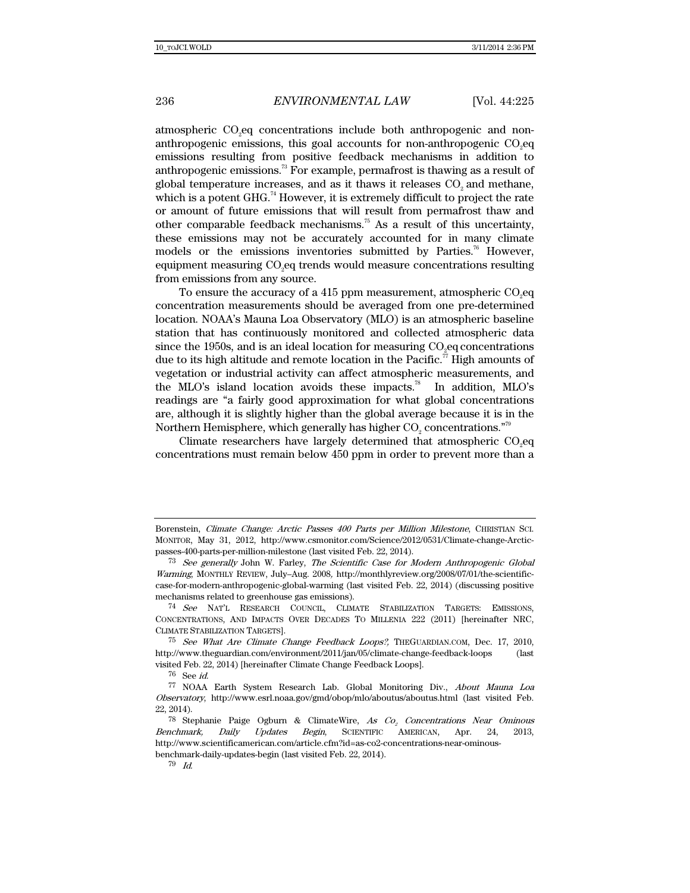atmospheric $CO_2$eq concentrations include both anthropogenic and non-anthropogenic emissions, this goal accounts for non-anthropogenic $CO_2$eq emissions resulting from positive feedback mechanisms in addition to anthropogenic emissions.[73] For example, permafrost is thawing as a result of global temperature increases, and as it thaws it releases $CO_2$ and methane, which is a potent GHG.[74] However, it is extremely difficult to project the rate or amount of future emissions that will result from permafrost thaw and other comparable feedback mechanisms.[75] As a result of this uncertainty, these emissions may not be accurately accounted for in many climate models or the emissions inventories submitted by Parties.[76] However, equipment measuring $CO_2$eq trends would measure concentrations resulting from emissions from any source.

To ensure the accuracy of a 415 ppm measurement, atmospheric $CO_2$eq concentration measurements should be averaged from one pre-determined location. NOAA's Mauna Loa Observatory (MLO) is an atmospheric baseline station that has continuously monitored and collected atmospheric data since the 1950s, and is an ideal location for measuring $CO_2$eq concentrations due to its high altitude and remote location in the Pacific.[77] High amounts of vegetation or industrial activity can affect atmospheric measurements, and the MLO's island location avoids these impacts.[78] In addition, MLO's readings are "a fairly good approximation for what global concentrations are, although it is slightly higher than the global average because it is in the Northern Hemisphere, which generally has higher $CO_2$ concentrations."[79]

Climate researchers have largely determined that atmospheric $CO_2$eq concentrations must remain below 450 ppm in order to prevent more than a

---

Borenstein, *Climate Change: Arctic Passes 400 Parts per Million Milestone*, CHRISTIAN SCI. MONITOR, May 31, 2012, http://www.csmonitor.com/Science/2012/0531/Climate-change-Arctic-passes-400-parts-per-million-milestone (last visited Feb. 22, 2014).

[73] *See generally* John W. Farley, *The Scientific Case for Modern Anthropogenic Global Warming*, MONTHLY REVIEW, July–Aug. 2008, http://monthlyreview.org/2008/07/01/the-scientific-case-for-modern-anthropogenic-global-warming (last visited Feb. 22, 2014) (discussing positive mechanisms related to greenhouse gas emissions).

[74] *See* NAT'L RESEARCH COUNCIL, CLIMATE STABILIZATION TARGETS: EMISSIONS, CONCENTRATIONS, AND IMPACTS OVER DECADES TO MILLENIA 222 (2011) [hereinafter NRC, CLIMATE STABILIZATION TARGETS].

[75] *See What Are Climate Change Feedback Loops?*, THEGUARDIAN.COM, Dec. 17, 2010, http://www.theguardian.com/environment/2011/jan/05/climate-change-feedback-loops (last visited Feb. 22, 2014) [hereinafter Climate Change Feedback Loops].

[76] See *id.*

[77] NOAA Earth System Research Lab. Global Monitoring Div., *About Mauna Loa Observatory*, http://www.esrl.noaa.gov/gmd/obop/mlo/aboutus/aboutus.html (last visited Feb. 22, 2014).

[78] Stephanie Paige Ogburn & ClimateWire, *As $Co_2$ Concentrations Near Ominous Benchmark, Daily Updates Begin*, SCIENTIFIC AMERICAN, Apr. 24, 2013, http://www.scientificamerican.com/article.cfm?id=as-co2-concentrations-near-ominous-benchmark-daily-updates-begin (last visited Feb. 22, 2014).

[79] *Id.*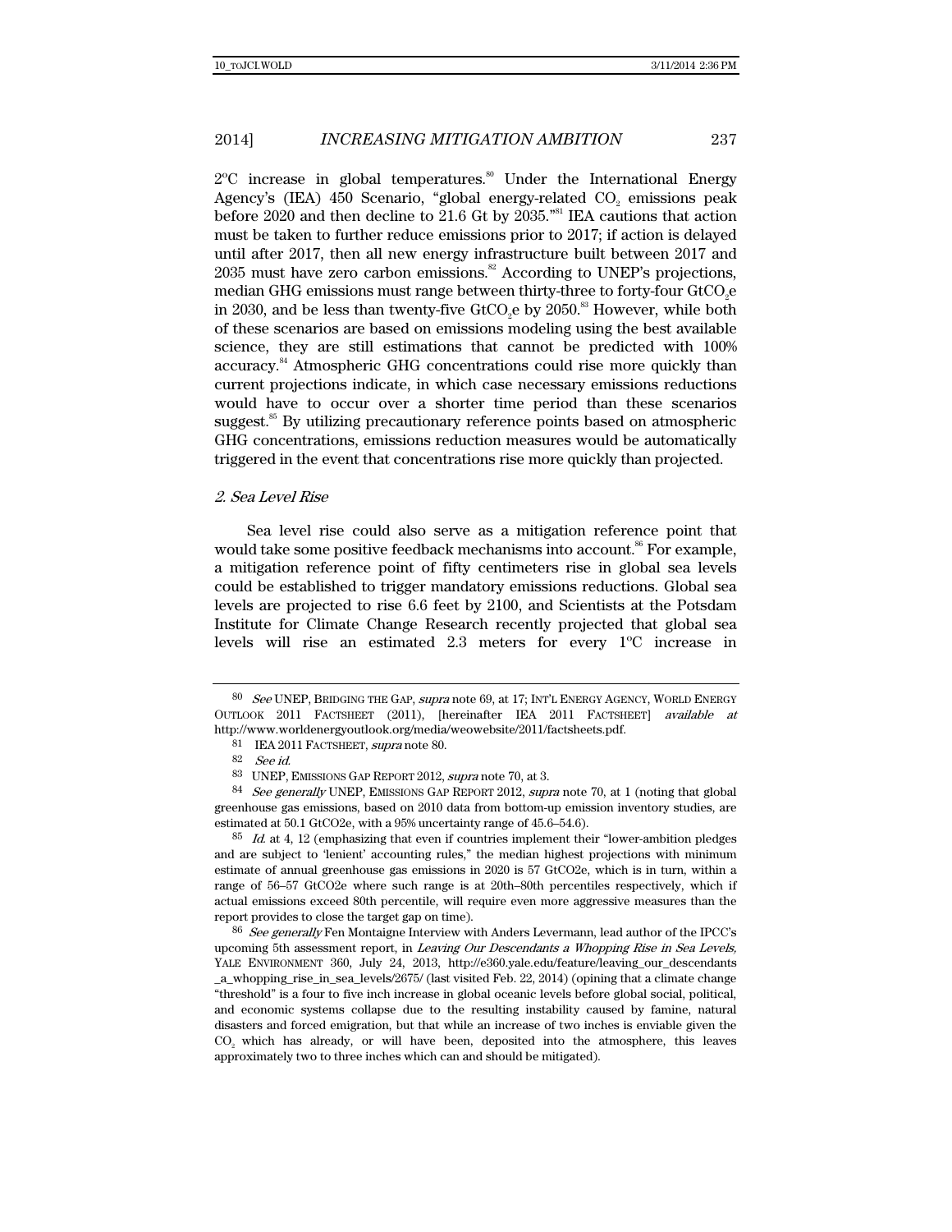2°C increase in global temperatures.[80] Under the International Energy Agency's (IEA) 450 Scenario, "global energy-related $CO_2$ emissions peak before 2020 and then decline to 21.6 Gt by 2035."[81] IEA cautions that action must be taken to further reduce emissions prior to 2017; if action is delayed until after 2017, then all new energy infrastructure built between 2017 and 2035 must have zero carbon emissions.[82] According to UNEP's projections, median GHG emissions must range between thirty-three to forty-four $GtCO_2e$ in 2030, and be less than twenty-five $GtCO_2e$ by 2050.[83] However, while both of these scenarios are based on emissions modeling using the best available science, they are still estimations that cannot be predicted with 100% accuracy.[84] Atmospheric GHG concentrations could rise more quickly than current projections indicate, in which case necessary emissions reductions would have to occur over a shorter time period than these scenarios suggest.[85] By utilizing precautionary reference points based on atmospheric GHG concentrations, emissions reduction measures would be automatically triggered in the event that concentrations rise more quickly than projected.

### *2. Sea Level Rise*

Sea level rise could also serve as a mitigation reference point that would take some positive feedback mechanisms into account.[86] For example, a mitigation reference point of fifty centimeters rise in global sea levels could be established to trigger mandatory emissions reductions. Global sea levels are projected to rise 6.6 feet by 2100, and Scientists at the Potsdam Institute for Climate Change Research recently projected that global sea levels will rise an estimated 2.3 meters for every 1°C increase in

---

[80] *See* UNEP, BRIDGING THE GAP, *supra* note 69, at 17; INT'L ENERGY AGENCY, WORLD ENERGY OUTLOOK 2011 FACTSHEET (2011), [hereinafter IEA 2011 FACTSHEET] *available at* http://www.worldenergyoutlook.org/media/weowebsite/2011/factsheets.pdf.

[81] IEA 2011 FACTSHEET, *supra* note 80.

[82] *See id.*

[83] UNEP, EMISSIONS GAP REPORT 2012, *supra* note 70, at 3.

[84] *See generally* UNEP, EMISSIONS GAP REPORT 2012, *supra* note 70, at 1 (noting that global greenhouse gas emissions, based on 2010 data from bottom-up emission inventory studies, are estimated at 50.1 GtCO2e, with a 95% uncertainty range of 45.6–54.6).

[85] *Id.* at 4, 12 (emphasizing that even if countries implement their "lower-ambition pledges and are subject to 'lenient' accounting rules," the median highest projections with minimum estimate of annual greenhouse gas emissions in 2020 is 57 GtCO2e, which is in turn, within a range of 56–57 GtCO2e where such range is at 20th–80th percentiles respectively, which if actual emissions exceed 80th percentile, will require even more aggressive measures than the report provides to close the target gap on time).

[86] *See generally* Fen Montaigne Interview with Anders Levermann, lead author of the IPCC's upcoming 5th assessment report, in *Leaving Our Descendants a Whopping Rise in Sea Levels,* YALE ENVIRONMENT 360, July 24, 2013, http://e360.yale.edu/feature/leaving_our_descendants_a_whopping_rise_in_sea_levels/2675/ (last visited Feb. 22, 2014) (opining that a climate change "threshold" is a four to five inch increase in global oceanic levels before global social, political, and economic systems collapse due to the resulting instability caused by famine, natural disasters and forced emigration, but that while an increase of two inches is enviable given the $CO_2$ which has already, or will have been, deposited into the atmosphere, this leaves approximately two to three inches which can and should be mitigated).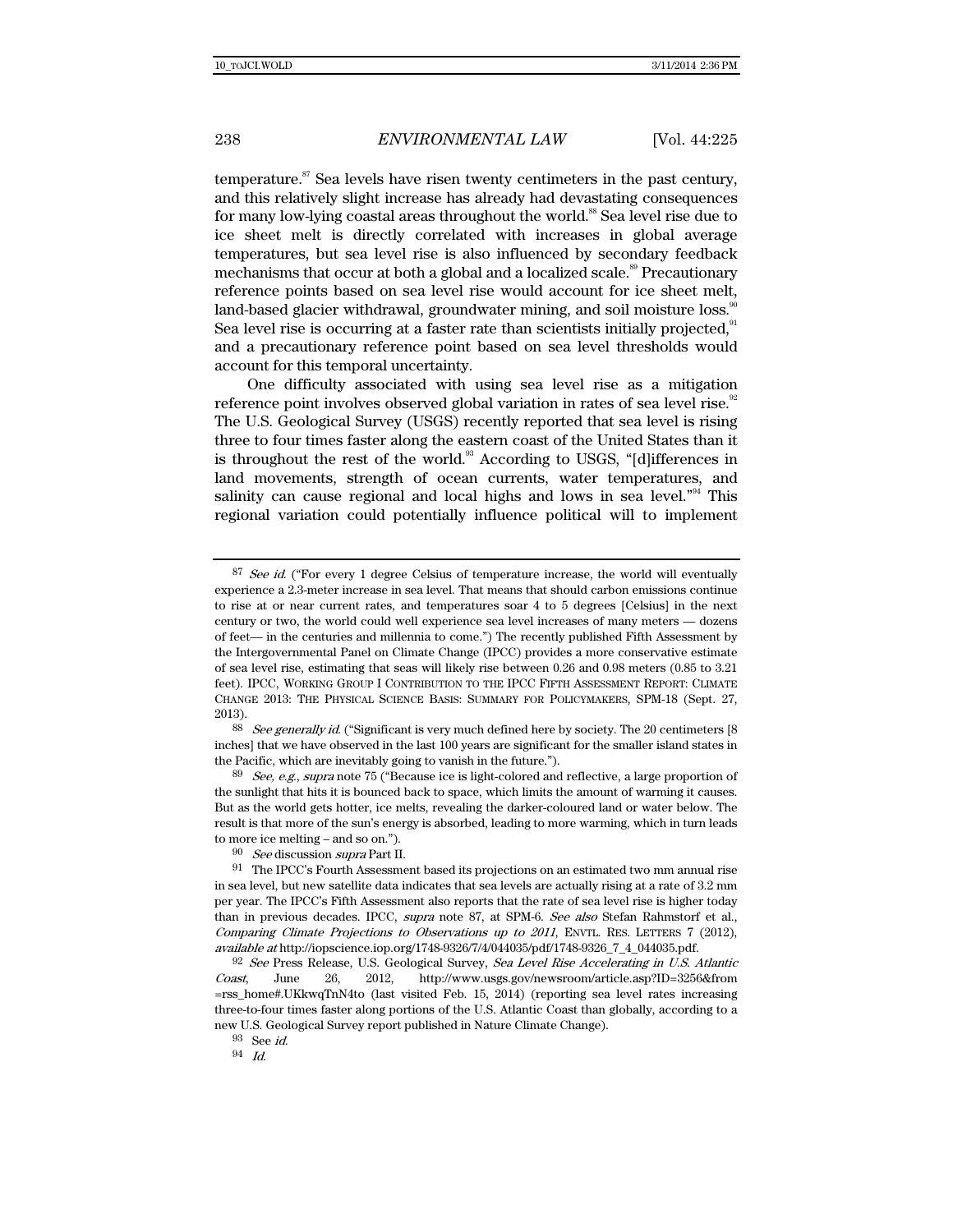temperature.[87] Sea levels have risen twenty centimeters in the past century, and this relatively slight increase has already had devastating consequences for many low-lying coastal areas throughout the world.[88] Sea level rise due to ice sheet melt is directly correlated with increases in global average temperatures, but sea level rise is also influenced by secondary feedback mechanisms that occur at both a global and a localized scale.[89] Precautionary reference points based on sea level rise would account for ice sheet melt, land-based glacier withdrawal, groundwater mining, and soil moisture loss.[90] Sea level rise is occurring at a faster rate than scientists initially projected,[91] and a precautionary reference point based on sea level thresholds would account for this temporal uncertainty.

One difficulty associated with using sea level rise as a mitigation reference point involves observed global variation in rates of sea level rise.[92] The U.S. Geological Survey (USGS) recently reported that sea level is rising three to four times faster along the eastern coast of the United States than it is throughout the rest of the world.[93] According to USGS, "[d]ifferences in land movements, strength of ocean currents, water temperatures, and salinity can cause regional and local highs and lows in sea level."[94] This regional variation could potentially influence political will to implement

---

[87] *See id.* ("For every 1 degree Celsius of temperature increase, the world will eventually experience a 2.3-meter increase in sea level. That means that should carbon emissions continue to rise at or near current rates, and temperatures soar 4 to 5 degrees [Celsius] in the next century or two, the world could well experience sea level increases of many meters — dozens of feet— in the centuries and millennia to come.") The recently published Fifth Assessment by the Intergovernmental Panel on Climate Change (IPCC) provides a more conservative estimate of sea level rise, estimating that seas will likely rise between 0.26 and 0.98 meters (0.85 to 3.21 feet). IPCC, WORKING GROUP I CONTRIBUTION TO THE IPCC FIFTH ASSESSMENT REPORT: CLIMATE CHANGE 2013: THE PHYSICAL SCIENCE BASIS: SUMMARY FOR POLICYMAKERS, SPM-18 (Sept. 27, 2013).

[88] *See generally id.* ("Significant is very much defined here by society. The 20 centimeters [8 inches] that we have observed in the last 100 years are significant for the smaller island states in the Pacific, which are inevitably going to vanish in the future.").

[89] *See, e.g.*, *supra* note 75 ("Because ice is light-colored and reflective, a large proportion of the sunlight that hits it is bounced back to space, which limits the amount of warming it causes. But as the world gets hotter, ice melts, revealing the darker-coloured land or water below. The result is that more of the sun's energy is absorbed, leading to more warming, which in turn leads to more ice melting – and so on.").

[90] *See* discussion *supra* Part II.

[91] The IPCC's Fourth Assessment based its projections on an estimated two mm annual rise in sea level, but new satellite data indicates that sea levels are actually rising at a rate of 3.2 mm per year. The IPCC's Fifth Assessment also reports that the rate of sea level rise is higher today than in previous decades. IPCC, *supra* note 87, at SPM-6. *See also* Stefan Rahmstorf et al., *Comparing Climate Projections to Observations up to 2011*, ENVTL. RES. LETTERS 7 (2012), *available at* http://iopscience.iop.org/1748-9326/7/4/044035/pdf/1748-9326_7_4_044035.pdf.

[92] *See* Press Release, U.S. Geological Survey, *Sea Level Rise Accelerating in U.S. Atlantic Coast*, June 26, 2012, http://www.usgs.gov/newsroom/article.asp?ID=3256&from=rss_home#.UKkwqTnN4to (last visited Feb. 15, 2014) (reporting sea level rates increasing three-to-four times faster along portions of the U.S. Atlantic Coast than globally, according to a new U.S. Geological Survey report published in Nature Climate Change).

[93] See *id.*

[94] *Id.*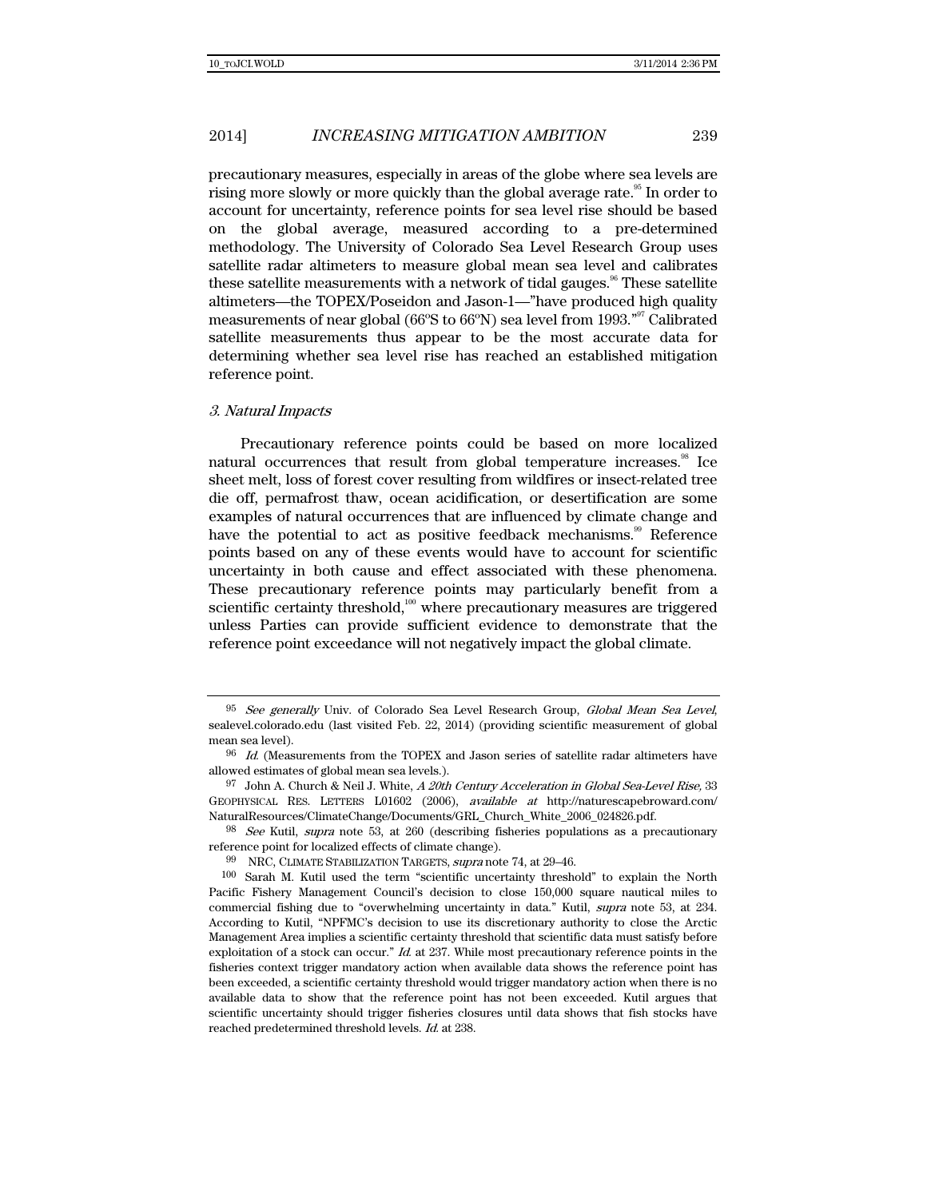precautionary measures, especially in areas of the globe where sea levels are rising more slowly or more quickly than the global average rate.[95] In order to account for uncertainty, reference points for sea level rise should be based on the global average, measured according to a pre-determined methodology. The University of Colorado Sea Level Research Group uses satellite radar altimeters to measure global mean sea level and calibrates these satellite measurements with a network of tidal gauges.[96] These satellite altimeters—the TOPEX/Poseidon and Jason-1—"have produced high quality measurements of near global (66ºS to 66ºN) sea level from 1993."[97] Calibrated satellite measurements thus appear to be the most accurate data for determining whether sea level rise has reached an established mitigation reference point.

### *3. Natural Impacts*

Precautionary reference points could be based on more localized natural occurrences that result from global temperature increases.[98] Ice sheet melt, loss of forest cover resulting from wildfires or insect-related tree die off, permafrost thaw, ocean acidification, or desertification are some examples of natural occurrences that are influenced by climate change and have the potential to act as positive feedback mechanisms.[99] Reference points based on any of these events would have to account for scientific uncertainty in both cause and effect associated with these phenomena. These precautionary reference points may particularly benefit from a scientific certainty threshold,[100] where precautionary measures are triggered unless Parties can provide sufficient evidence to demonstrate that the reference point exceedance will not negatively impact the global climate.

---

95 *See generally* Univ. of Colorado Sea Level Research Group, *Global Mean Sea Level*, sealevel.colorado.edu (last visited Feb. 22, 2014) (providing scientific measurement of global mean sea level).

96 *Id.* (Measurements from the TOPEX and Jason series of satellite radar altimeters have allowed estimates of global mean sea levels.).

97 John A. Church & Neil J. White, *A 20th Century Acceleration in Global Sea-Level Rise,* 33 GEOPHYSICAL RES. LETTERS L01602 (2006), *available at* http://naturescapebroward.com/NaturalResources/ClimateChange/Documents/GRL_Church_White_2006_024826.pdf.

98 *See* Kutil, *supra* note 53, at 260 (describing fisheries populations as a precautionary reference point for localized effects of climate change).

99 NRC, CLIMATE STABILIZATION TARGETS, *supra* note 74, at 29–46.

100 Sarah M. Kutil used the term "scientific uncertainty threshold" to explain the North Pacific Fishery Management Council's decision to close 150,000 square nautical miles to commercial fishing due to "overwhelming uncertainty in data." Kutil, *supra* note 53, at 234. According to Kutil, "NPFMC's decision to use its discretionary authority to close the Arctic Management Area implies a scientific certainty threshold that scientific data must satisfy before exploitation of a stock can occur." *Id.* at 237. While most precautionary reference points in the fisheries context trigger mandatory action when available data shows the reference point has been exceeded, a scientific certainty threshold would trigger mandatory action when there is no available data to show that the reference point has not been exceeded. Kutil argues that scientific uncertainty should trigger fisheries closures until data shows that fish stocks have reached predetermined threshold levels. *Id.* at 238.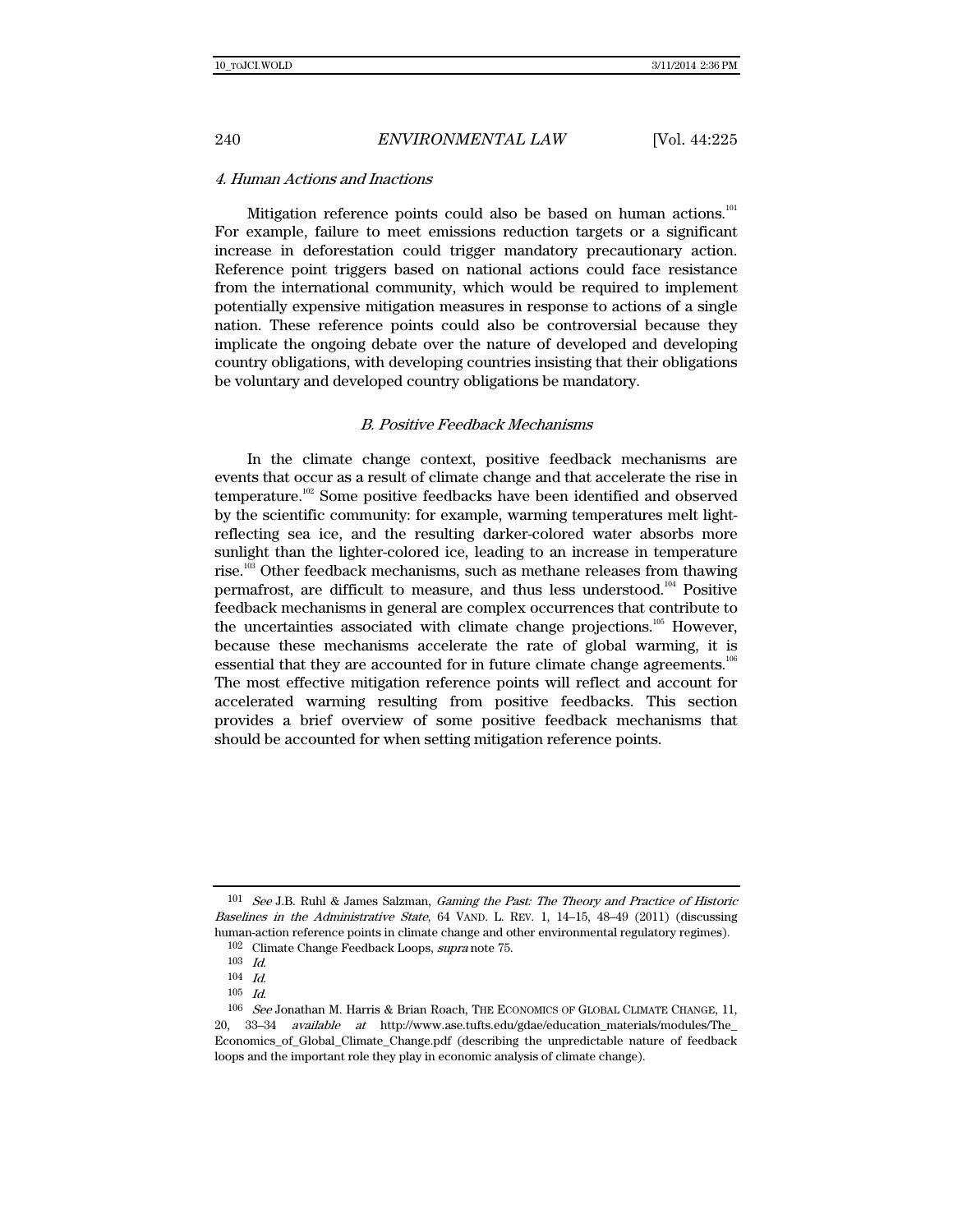### *4. Human Actions and Inactions*

Mitigation reference points could also be based on human actions.[101] For example, failure to meet emissions reduction targets or a significant increase in deforestation could trigger mandatory precautionary action. Reference point triggers based on national actions could face resistance from the international community, which would be required to implement potentially expensive mitigation measures in response to actions of a single nation. These reference points could also be controversial because they implicate the ongoing debate over the nature of developed and developing country obligations, with developing countries insisting that their obligations be voluntary and developed country obligations be mandatory.

## *B. Positive Feedback Mechanisms*

In the climate change context, positive feedback mechanisms are events that occur as a result of climate change and that accelerate the rise in temperature.[102] Some positive feedbacks have been identified and observed by the scientific community: for example, warming temperatures melt light-reflecting sea ice, and the resulting darker-colored water absorbs more sunlight than the lighter-colored ice, leading to an increase in temperature rise.[103] Other feedback mechanisms, such as methane releases from thawing permafrost, are difficult to measure, and thus less understood.[104] Positive feedback mechanisms in general are complex occurrences that contribute to the uncertainties associated with climate change projections.[105] However, because these mechanisms accelerate the rate of global warming, it is essential that they are accounted for in future climate change agreements.[106] The most effective mitigation reference points will reflect and account for accelerated warming resulting from positive feedbacks. This section provides a brief overview of some positive feedback mechanisms that should be accounted for when setting mitigation reference points.

---

101 *See* J.B. Ruhl & James Salzman, *Gaming the Past: The Theory and Practice of Historic Baselines in the Administrative State*, 64 VAND. L. REV. 1, 14–15, 48–49 (2011) (discussing human-action reference points in climate change and other environmental regulatory regimes).

102 Climate Change Feedback Loops, *supra* note 75.

103 *Id.*

104 *Id.*

105 *Id.*

106 *See* Jonathan M. Harris & Brian Roach, THE ECONOMICS OF GLOBAL CLIMATE CHANGE, 11, 20, 33–34 *available at* http://www.ase.tufts.edu/gdae/education_materials/modules/The_Economics_of_Global_Climate_Change.pdf (describing the unpredictable nature of feedback loops and the important role they play in economic analysis of climate change).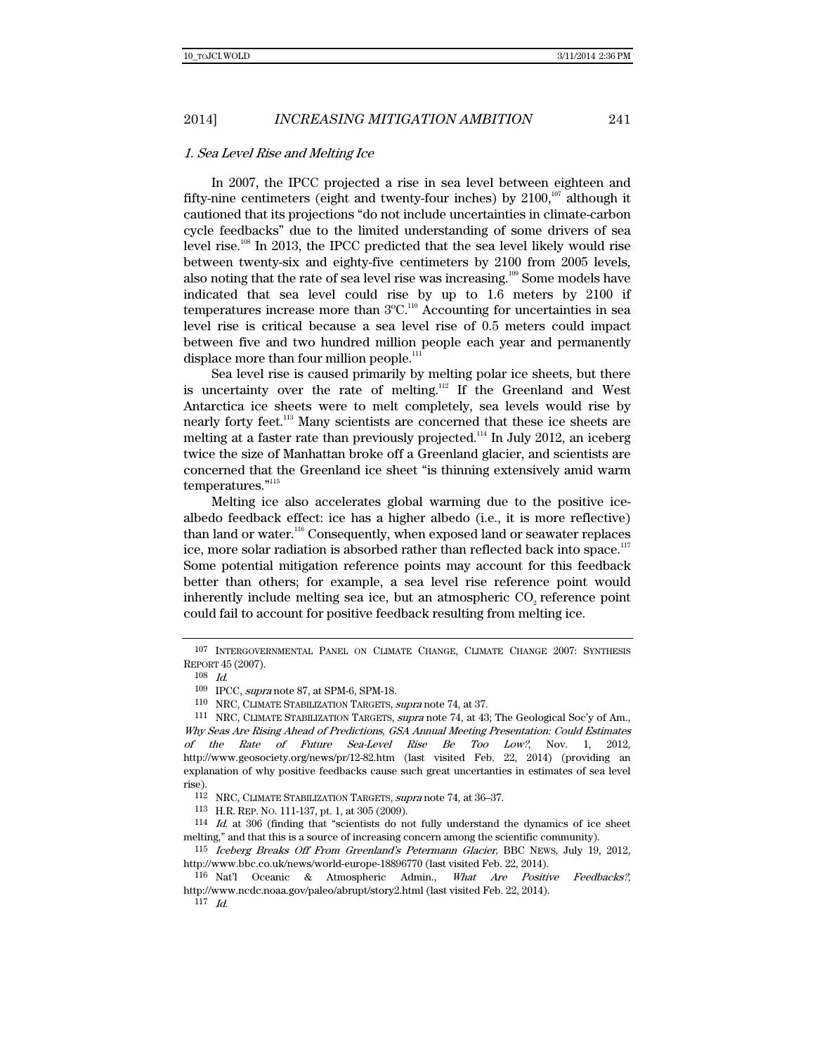### *1. Sea Level Rise and Melting Ice*

In 2007, the IPCC projected a rise in sea level between eighteen and fifty-nine centimeters (eight and twenty-four inches) by 2100,[107] although it cautioned that its projections "do not include uncertainties in climate-carbon cycle feedbacks" due to the limited understanding of some drivers of sea level rise.[108] In 2013, the IPCC predicted that the sea level likely would rise between twenty-six and eighty-five centimeters by 2100 from 2005 levels, also noting that the rate of sea level rise was increasing.[109] Some models have indicated that sea level could rise by up to 1.6 meters by 2100 if temperatures increase more than 3ºC.[110] Accounting for uncertainties in sea level rise is critical because a sea level rise of 0.5 meters could impact between five and two hundred million people each year and permanently displace more than four million people.[111]

Sea level rise is caused primarily by melting polar ice sheets, but there is uncertainty over the rate of melting.[112] If the Greenland and West Antarctica ice sheets were to melt completely, sea levels would rise by nearly forty feet.[113] Many scientists are concerned that these ice sheets are melting at a faster rate than previously projected.[114] In July 2012, an iceberg twice the size of Manhattan broke off a Greenland glacier, and scientists are concerned that the Greenland ice sheet "is thinning extensively amid warm temperatures."[115]

Melting ice also accelerates global warming due to the positive ice-albedo feedback effect: ice has a higher albedo (i.e., it is more reflective) than land or water.[116] Consequently, when exposed land or seawater replaces ice, more solar radiation is absorbed rather than reflected back into space.[117] Some potential mitigation reference points may account for this feedback better than others; for example, a sea level rise reference point would inherently include melting sea ice, but an atmospheric $CO_2$ reference point could fail to account for positive feedback resulting from melting ice.

---

107 INTERGOVERNMENTAL PANEL ON CLIMATE CHANGE, CLIMATE CHANGE 2007: SYNTHESIS REPORT 45 (2007).

108 *Id.*

109 IPCC, *supra* note 87, at SPM-6, SPM-18.

110 NRC, CLIMATE STABILIZATION TARGETS, *supra* note 74, at 37.

111 NRC, CLIMATE STABILIZATION TARGETS, *supra* note 74, at 43; The Geological Soc'y of Am., *Why Seas Are Rising Ahead of Predictions, GSA Annual Meeting Presentation: Could Estimates of the Rate of Future Sea-Level Rise Be Too Low?*, Nov. 1, 2012, http://www.geosociety.org/news/pr/12-82.htm (last visited Feb. 22, 2014) (providing an explanation of why positive feedbacks cause such great uncertainties in estimates of sea level rise).

112 NRC, CLIMATE STABILIZATION TARGETS, *supra* note 74, at 36–37.

113 H.R. REP. NO. 111-137, pt. 1, at 305 (2009).

114 *Id.* at 306 (finding that "scientists do not fully understand the dynamics of ice sheet melting," and that this is a source of increasing concern among the scientific community).

115 *Iceberg Breaks Off From Greenland's Petermann Glacier,* BBC NEWS, July 19, 2012, http://www.bbc.co.uk/news/world-europe-18896770 (last visited Feb. 22, 2014).

116 Nat'l Oceanic & Atmospheric Admin., *What Are Positive Feedbacks?*, http://www.ncdc.noaa.gov/paleo/abrupt/story2.html (last visited Feb. 22, 2014).

117 *Id.*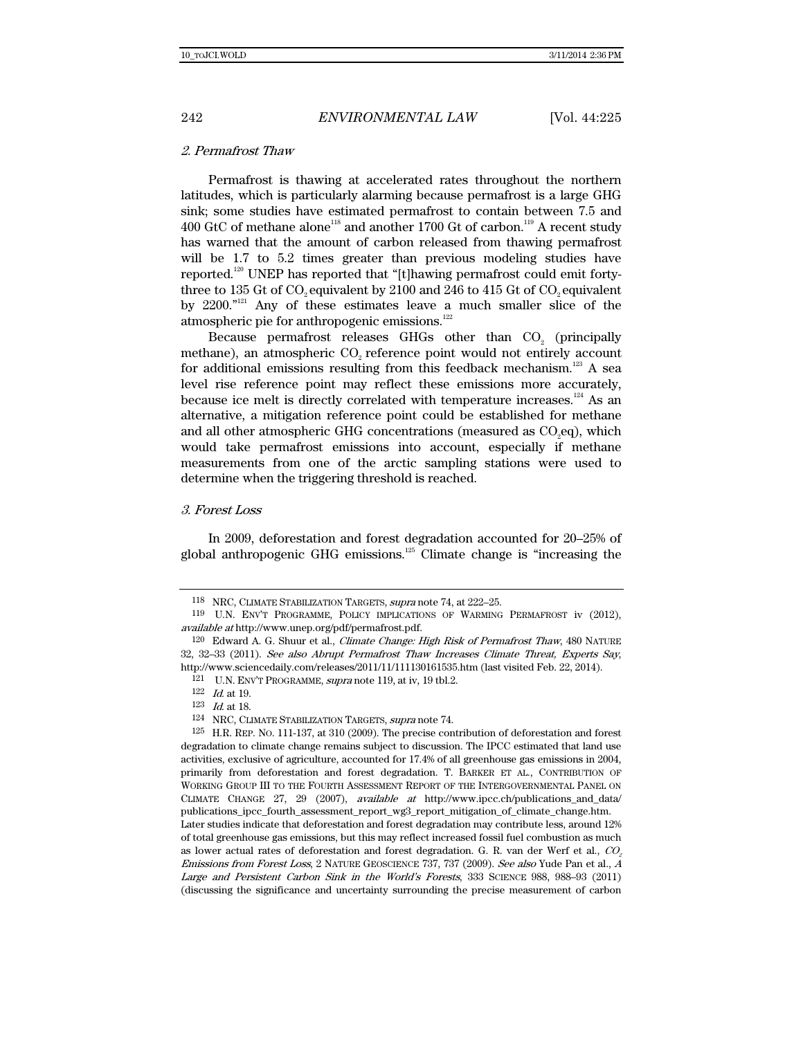### *2. Permafrost Thaw*

Permafrost is thawing at accelerated rates throughout the northern latitudes, which is particularly alarming because permafrost is a large GHG sink; some studies have estimated permafrost to contain between 7.5 and 400 GtC of methane alone[118] and another 1700 Gt of carbon.[119] A recent study has warned that the amount of carbon released from thawing permafrost will be 1.7 to 5.2 times greater than previous modeling studies have reported.[120] UNEP has reported that "[t]hawing permafrost could emit forty-three to 135 Gt of $CO_2$ equivalent by 2100 and 246 to 415 Gt of $CO_2$ equivalent by 2200."[121] Any of these estimates leave a much smaller slice of the atmospheric pie for anthropogenic emissions.[122]

Because permafrost releases GHGs other than $CO_2$ (principally methane), an atmospheric $CO_2$ reference point would not entirely account for additional emissions resulting from this feedback mechanism.[123] A sea level rise reference point may reflect these emissions more accurately, because ice melt is directly correlated with temperature increases.[124] As an alternative, a mitigation reference point could be established for methane and all other atmospheric GHG concentrations (measured as $CO_2$eq), which would take permafrost emissions into account, especially if methane measurements from one of the arctic sampling stations were used to determine when the triggering threshold is reached.

### *3. Forest Loss*

In 2009, deforestation and forest degradation accounted for 20–25% of global anthropogenic GHG emissions.[125] Climate change is "increasing the

---

118 NRC, CLIMATE STABILIZATION TARGETS, *supra* note 74, at 222–25.

119 U.N. ENV'T PROGRAMME, POLICY IMPLICATIONS OF WARMING PERMAFROST iv (2012), *available at* http://www.unep.org/pdf/permafrost.pdf.

120 Edward A. G. Shuur et al., *Climate Change: High Risk of Permafrost Thaw*, 480 NATURE 32, 32–33 (2011). *See also Abrupt Permafrost Thaw Increases Climate Threat, Experts Say*, http://www.sciencedaily.com/releases/2011/11/111130161535.htm (last visited Feb. 22, 2014).

121 U.N. ENV'T PROGRAMME, *supra* note 119, at iv, 19 tbl.2.

122 *Id.* at 19.

123 *Id.* at 18.

124 NRC, CLIMATE STABILIZATION TARGETS, *supra* note 74.

125 H.R. REP. NO. 111-137, at 310 (2009). The precise contribution of deforestation and forest degradation to climate change remains subject to discussion. The IPCC estimated that land use activities, exclusive of agriculture, accounted for 17.4% of all greenhouse gas emissions in 2004, primarily from deforestation and forest degradation. T. BARKER ET AL., CONTRIBUTION OF WORKING GROUP III TO THE FOURTH ASSESSMENT REPORT OF THE INTERGOVERNMENTAL PANEL ON CLIMATE CHANGE 27, 29 (2007), *available at* http://www.ipcc.ch/publications_and_data/publications_ipcc_fourth_assessment_report_wg3_report_mitigation_of_climate_change.htm. Later studies indicate that deforestation and forest degradation may contribute less, around 12% of total greenhouse gas emissions, but this may reflect increased fossil fuel combustion as much as lower actual rates of deforestation and forest degradation. G. R. van der Werf et al., *$CO_2$ Emissions from Forest Loss*, 2 NATURE GEOSCIENCE 737, 737 (2009). *See also* Yude Pan et al., *A Large and Persistent Carbon Sink in the World's Forests*, 333 SCIENCE 988, 988–93 (2011) (discussing the significance and uncertainty surrounding the precise measurement of carbon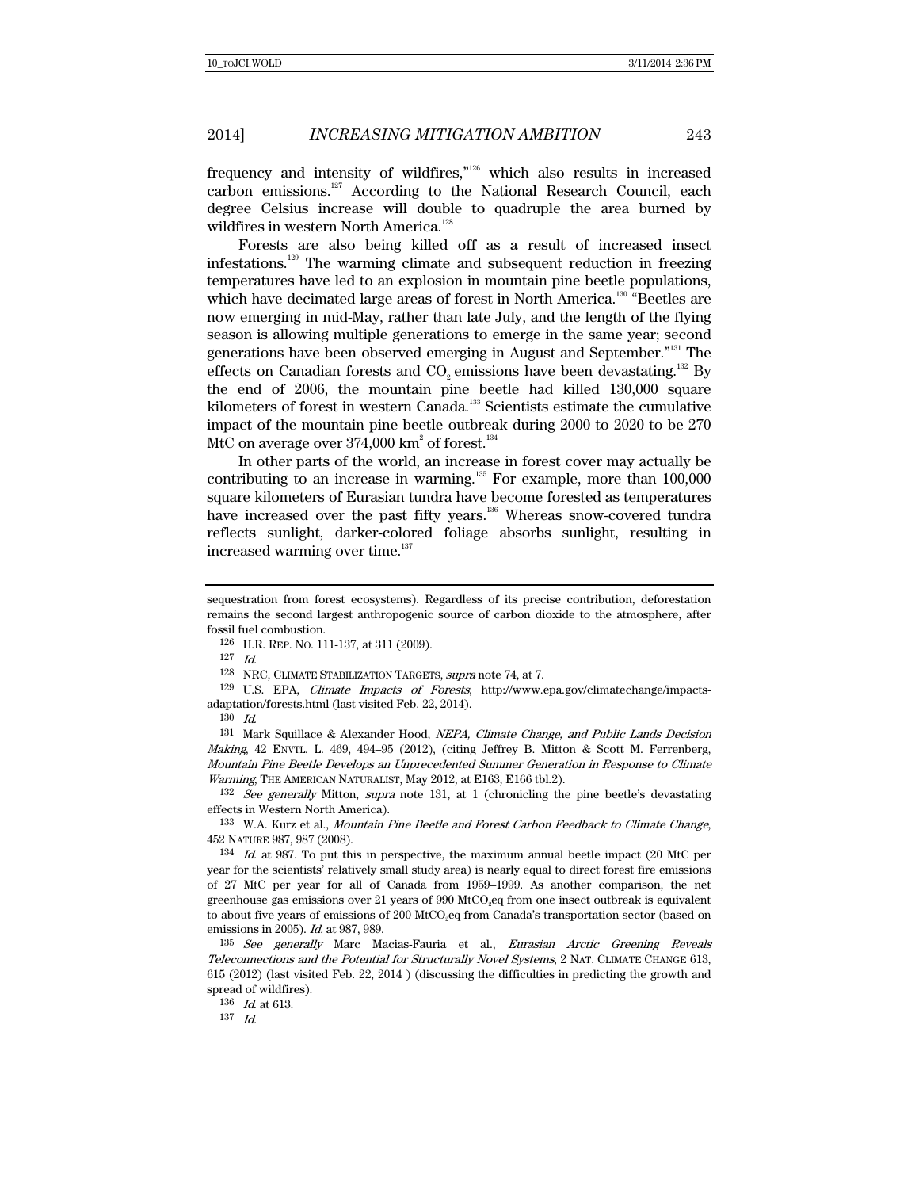frequency and intensity of wildfires,"[126] which also results in increased carbon emissions.[127] According to the National Research Council, each degree Celsius increase will double to quadruple the area burned by wildfires in western North America.[128]

Forests are also being killed off as a result of increased insect infestations.[129] The warming climate and subsequent reduction in freezing temperatures have led to an explosion in mountain pine beetle populations, which have decimated large areas of forest in North America.[130] "Beetles are now emerging in mid-May, rather than late July, and the length of the flying season is allowing multiple generations to emerge in the same year; second generations have been observed emerging in August and September."[131] The effects on Canadian forests and $CO_2$ emissions have been devastating.[132] By the end of 2006, the mountain pine beetle had killed 130,000 square kilometers of forest in western Canada.[133] Scientists estimate the cumulative impact of the mountain pine beetle outbreak during 2000 to 2020 to be 270 MtC on average over 374,000 $km^2$ of forest.[134]

In other parts of the world, an increase in forest cover may actually be contributing to an increase in warming.[135] For example, more than 100,000 square kilometers of Eurasian tundra have become forested as temperatures have increased over the past fifty years.[136] Whereas snow-covered tundra reflects sunlight, darker-colored foliage absorbs sunlight, resulting in increased warming over time.[137]

---

sequestration from forest ecosystems). Regardless of its precise contribution, deforestation remains the second largest anthropogenic source of carbon dioxide to the atmosphere, after fossil fuel combustion.

126 H.R. REP. NO. 111-137, at 311 (2009).

127 *Id.*

128 NRC, CLIMATE STABILIZATION TARGETS, *supra* note 74, at 7.

129 U.S. EPA, *Climate Impacts of Forests*, http://www.epa.gov/climatechange/impacts-adaptation/forests.html (last visited Feb. 22, 2014).

130 *Id.*

131 Mark Squillace & Alexander Hood, *NEPA, Climate Change, and Public Lands Decision Making*, 42 ENVTL. L. 469, 494–95 (2012), (citing Jeffrey B. Mitton & Scott M. Ferrenberg, *Mountain Pine Beetle Develops an Unprecedented Summer Generation in Response to Climate Warming*, THE AMERICAN NATURALIST, May 2012, at E163, E166 tbl.2).

132 *See generally* Mitton, *supra* note 131, at 1 (chronicling the pine beetle's devastating effects in Western North America).

133 W.A. Kurz et al., *Mountain Pine Beetle and Forest Carbon Feedback to Climate Change*, 452 NATURE 987, 987 (2008).

134 *Id.* at 987. To put this in perspective, the maximum annual beetle impact (20 MtC per year for the scientists' relatively small study area) is nearly equal to direct forest fire emissions of 27 MtC per year for all of Canada from 1959–1999. As another comparison, the net greenhouse gas emissions over 21 years of 990 $MtCO_2eq$ from one insect outbreak is equivalent to about five years of emissions of 200 $MtCO_2eq$ from Canada's transportation sector (based on emissions in 2005). *Id.* at 987, 989.

135 *See generally* Marc Macias-Fauria et al., *Eurasian Arctic Greening Reveals Teleconnections and the Potential for Structurally Novel Systems*, 2 NAT. CLIMATE CHANGE 613, 615 (2012) (last visited Feb. 22, 2014 ) (discussing the difficulties in predicting the growth and spread of wildfires).

136 *Id.* at 613.

137 *Id.*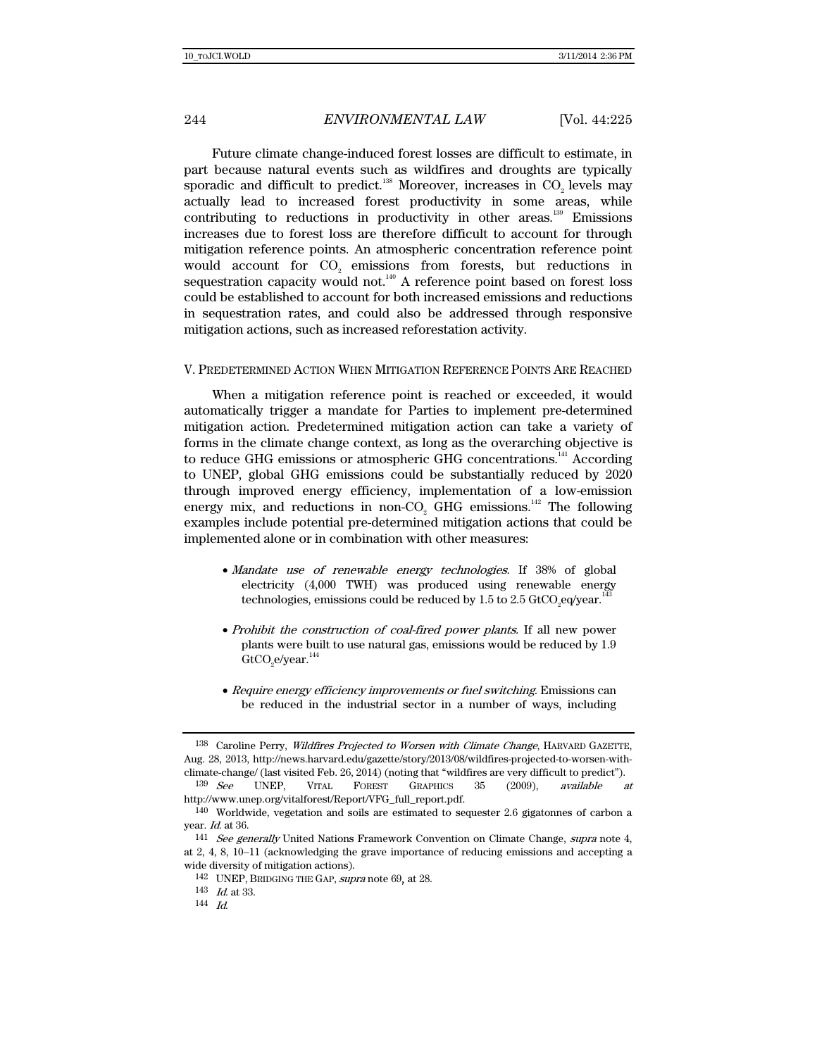Future climate change-induced forest losses are difficult to estimate, in part because natural events such as wildfires and droughts are typically sporadic and difficult to predict.[138] Moreover, increases in $CO_2$ levels may actually lead to increased forest productivity in some areas, while contributing to reductions in productivity in other areas.[139] Emissions increases due to forest loss are therefore difficult to account for through mitigation reference points. An atmospheric concentration reference point would account for $CO_2$ emissions from forests, but reductions in sequestration capacity would not.[140] A reference point based on forest loss could be established to account for both increased emissions and reductions in sequestration rates, and could also be addressed through responsive mitigation actions, such as increased reforestation activity.

## V. Predetermined Action When Mitigation Reference Points Are Reached

When a mitigation reference point is reached or exceeded, it would automatically trigger a mandate for Parties to implement pre-determined mitigation action. Predetermined mitigation action can take a variety of forms in the climate change context, as long as the overarching objective is to reduce GHG emissions or atmospheric GHG concentrations.[141] According to UNEP, global GHG emissions could be substantially reduced by 2020 through improved energy efficiency, implementation of a low-emission energy mix, and reductions in non-$CO_2$ GHG emissions.[142] The following examples include potential pre-determined mitigation actions that could be implemented alone or in combination with other measures:

- *Mandate use of renewable energy technologies.* If 38% of global electricity (4,000 TWH) was produced using renewable energy technologies, emissions could be reduced by 1.5 to 2.5 $GtCO_2eq$/year.[143]

- *Prohibit the construction of coal-fired power plants.* If all new power plants were built to use natural gas, emissions would be reduced by 1.9 $GtCO_2e$/year.[144]

- *Require energy efficiency improvements or fuel switching.* Emissions can be reduced in the industrial sector in a number of ways, including

---

138 Caroline Perry, *Wildfires Projected to Worsen with Climate Change*, HARVARD GAZETTE, Aug. 28, 2013, http://news.harvard.edu/gazette/story/2013/08/wildfires-projected-to-worsen-with-climate-change/ (last visited Feb. 26, 2014) (noting that "wildfires are very difficult to predict").

139 *See* UNEP, VITAL FOREST GRAPHICS 35 (2009), *available at* http://www.unep.org/vitalforest/Report/VFG_full_report.pdf.

140 Worldwide, vegetation and soils are estimated to sequester 2.6 gigatonnes of carbon a year. *Id.* at 36.

141 *See generally* United Nations Framework Convention on Climate Change, *supra* note 4, at 2, 4, 8, 10–11 (acknowledging the grave importance of reducing emissions and accepting a wide diversity of mitigation actions).

142 UNEP, BRIDGING THE GAP, *supra* note 69, at 28.

143 *Id.* at 33.

144 *Id.*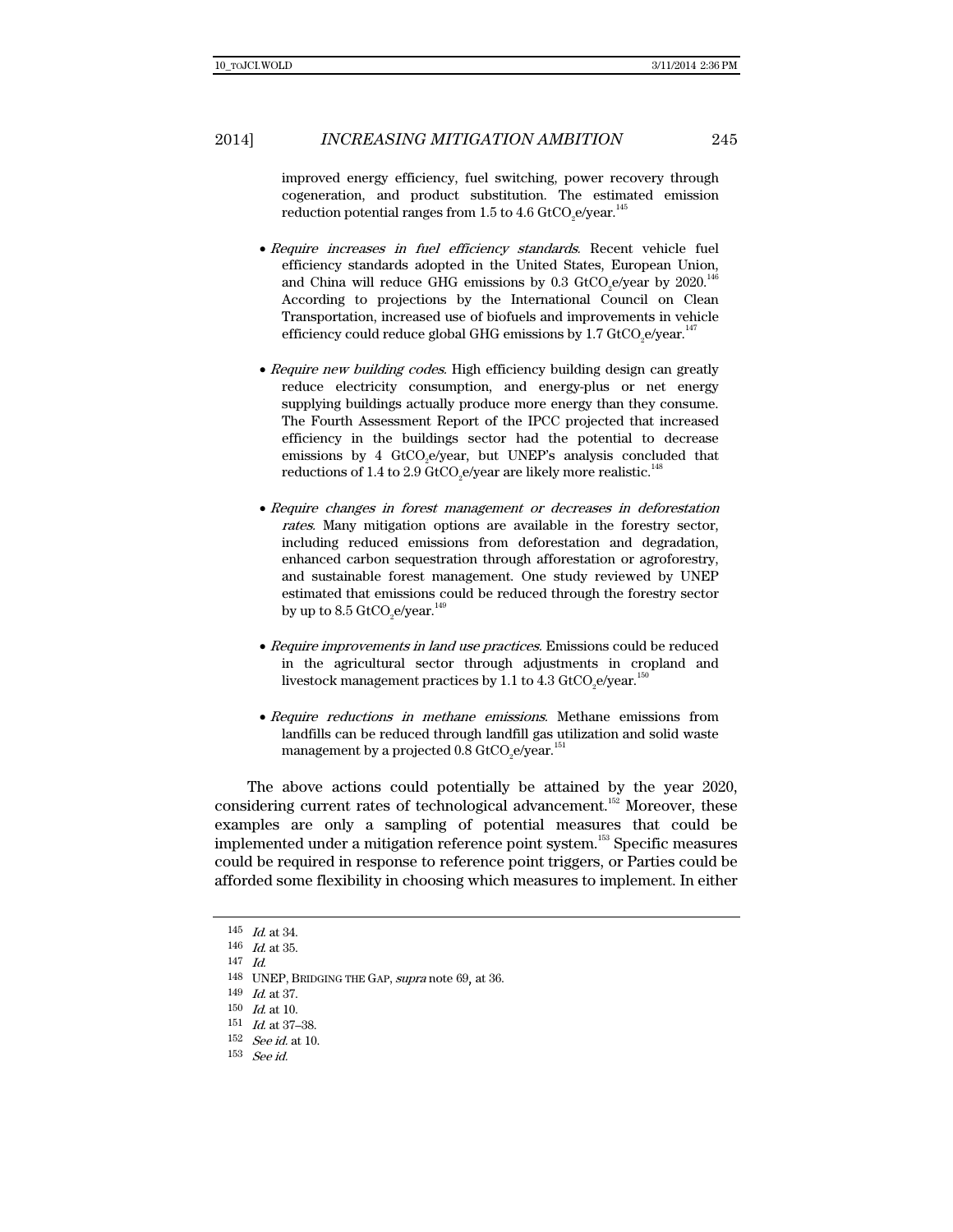improved energy efficiency, fuel switching, power recovery through cogeneration, and product substitution. The estimated emission reduction potential ranges from 1.5 to 4.6 $GtCO_2e$/year.[145]

- *Require increases in fuel efficiency standards.* Recent vehicle fuel efficiency standards adopted in the United States, European Union, and China will reduce GHG emissions by 0.3 $GtCO_2e$/year by 2020.[146] According to projections by the International Council on Clean Transportation, increased use of biofuels and improvements in vehicle efficiency could reduce global GHG emissions by 1.7 $GtCO_2e$/year.[147]

- *Require new building codes.* High efficiency building design can greatly reduce electricity consumption, and energy-plus or net energy supplying buildings actually produce more energy than they consume. The Fourth Assessment Report of the IPCC projected that increased efficiency in the buildings sector had the potential to decrease emissions by 4 $GtCO_2e$/year, but UNEP's analysis concluded that reductions of 1.4 to 2.9 $GtCO_2e$/year are likely more realistic.[148]

- *Require changes in forest management or decreases in deforestation rates.* Many mitigation options are available in the forestry sector, including reduced emissions from deforestation and degradation, enhanced carbon sequestration through afforestation or agroforestry, and sustainable forest management. One study reviewed by UNEP estimated that emissions could be reduced through the forestry sector by up to 8.5 $GtCO_2e$/year.[149]

- *Require improvements in land use practices.* Emissions could be reduced in the agricultural sector through adjustments in cropland and livestock management practices by 1.1 to 4.3 $GtCO_2e$/year.[150]

- *Require reductions in methane emissions.* Methane emissions from landfills can be reduced through landfill gas utilization and solid waste management by a projected 0.8 $GtCO_2e$/year.[151]

The above actions could potentially be attained by the year 2020, considering current rates of technological advancement.[152] Moreover, these examples are only a sampling of potential measures that could be implemented under a mitigation reference point system.[153] Specific measures could be required in response to reference point triggers, or Parties could be afforded some flexibility in choosing which measures to implement. In either

---

145 *Id.* at 34.

146 *Id.* at 35.

147 *Id.*

148 UNEP, BRIDGING THE GAP, *supra* note 69, at 36.

149 *Id.* at 37.

150 *Id.* at 10.

151 *Id.* at 37–38.

152 *See id.* at 10.

153 *See id.*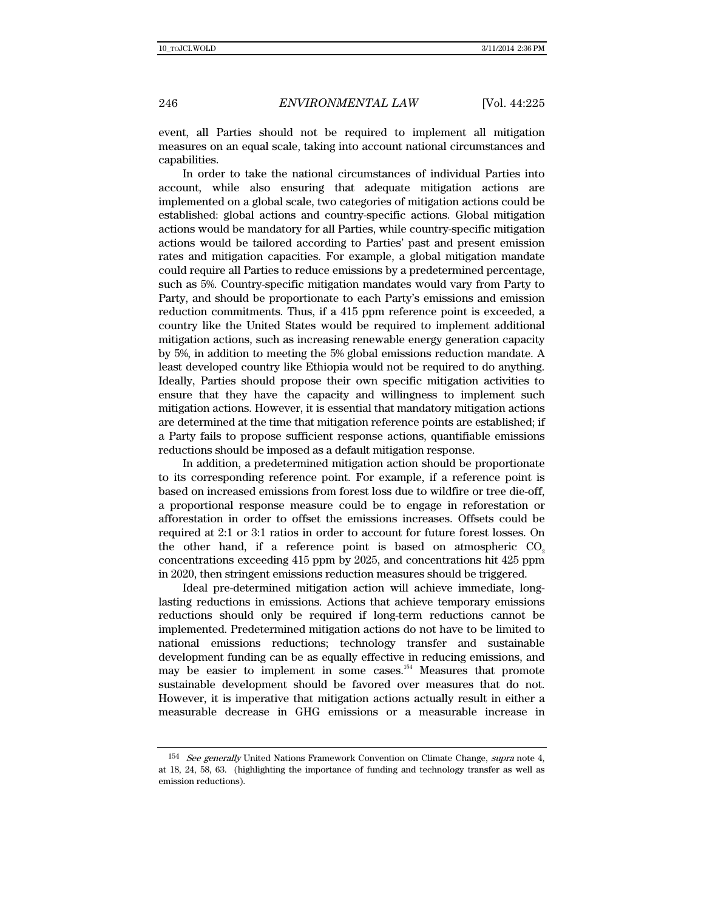event, all Parties should not be required to implement all mitigation measures on an equal scale, taking into account national circumstances and capabilities.

In order to take the national circumstances of individual Parties into account, while also ensuring that adequate mitigation actions are implemented on a global scale, two categories of mitigation actions could be established: global actions and country-specific actions. Global mitigation actions would be mandatory for all Parties, while country-specific mitigation actions would be tailored according to Parties' past and present emission rates and mitigation capacities. For example, a global mitigation mandate could require all Parties to reduce emissions by a predetermined percentage, such as 5%. Country-specific mitigation mandates would vary from Party to Party, and should be proportionate to each Party's emissions and emission reduction commitments. Thus, if a 415 ppm reference point is exceeded, a country like the United States would be required to implement additional mitigation actions, such as increasing renewable energy generation capacity by 5%, in addition to meeting the 5% global emissions reduction mandate. A least developed country like Ethiopia would not be required to do anything. Ideally, Parties should propose their own specific mitigation activities to ensure that they have the capacity and willingness to implement such mitigation actions. However, it is essential that mandatory mitigation actions are determined at the time that mitigation reference points are established; if a Party fails to propose sufficient response actions, quantifiable emissions reductions should be imposed as a default mitigation response.

In addition, a predetermined mitigation action should be proportionate to its corresponding reference point. For example, if a reference point is based on increased emissions from forest loss due to wildfire or tree die-off, a proportional response measure could be to engage in reforestation or afforestation in order to offset the emissions increases. Offsets could be required at 2:1 or 3:1 ratios in order to account for future forest losses. On the other hand, if a reference point is based on atmospheric $CO_2$ concentrations exceeding 415 ppm by 2025, and concentrations hit 425 ppm in 2020, then stringent emissions reduction measures should be triggered.

Ideal pre-determined mitigation action will achieve immediate, long-lasting reductions in emissions. Actions that achieve temporary emissions reductions should only be required if long-term reductions cannot be implemented. Predetermined mitigation actions do not have to be limited to national emissions reductions; technology transfer and sustainable development funding can be as equally effective in reducing emissions, and may be easier to implement in some cases.[154] Measures that promote sustainable development should be favored over measures that do not. However, it is imperative that mitigation actions actually result in either a measurable decrease in GHG emissions or a measurable increase in

---

[154] *See generally* United Nations Framework Convention on Climate Change, *supra* note 4, at 18, 24, 58, 63. (highlighting the importance of funding and technology transfer as well as emission reductions).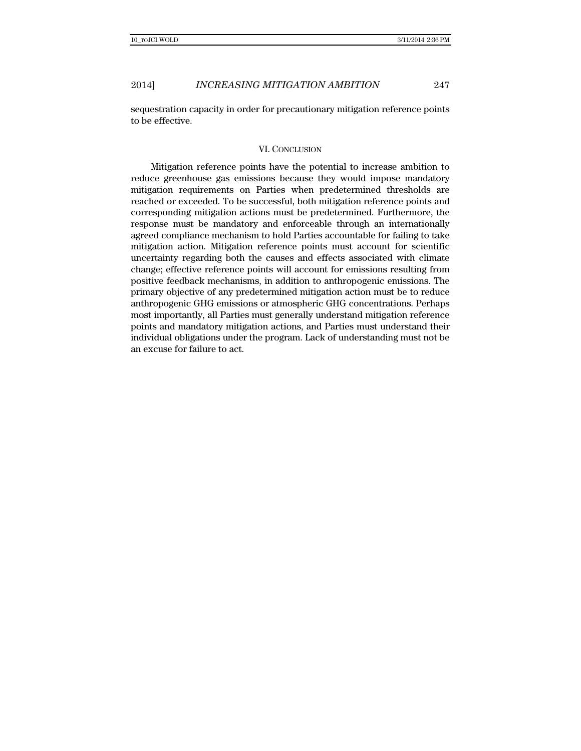sequestration capacity in order for precautionary mitigation reference points to be effective.

## VI. CONCLUSION

Mitigation reference points have the potential to increase ambition to reduce greenhouse gas emissions because they would impose mandatory mitigation requirements on Parties when predetermined thresholds are reached or exceeded. To be successful, both mitigation reference points and corresponding mitigation actions must be predetermined. Furthermore, the response must be mandatory and enforceable through an internationally agreed compliance mechanism to hold Parties accountable for failing to take mitigation action. Mitigation reference points must account for scientific uncertainty regarding both the causes and effects associated with climate change; effective reference points will account for emissions resulting from positive feedback mechanisms, in addition to anthropogenic emissions. The primary objective of any predetermined mitigation action must be to reduce anthropogenic GHG emissions or atmospheric GHG concentrations. Perhaps most importantly, all Parties must generally understand mitigation reference points and mandatory mitigation actions, and Parties must understand their individual obligations under the program. Lack of understanding must not be an excuse for failure to act.